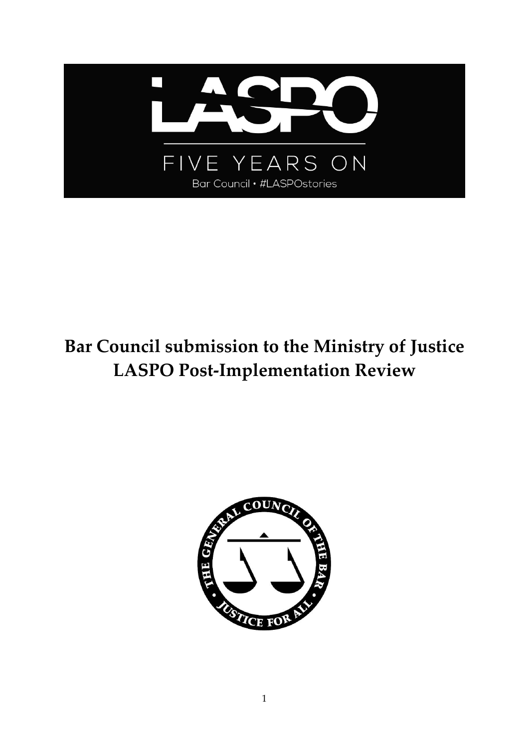LASPO

FIVE YEARS ON

Bar Council • #LASPOstories

# Bar Council submission to the Ministry of Justice LASPO Post-Implementation Review

THE GENERAL COUNCIL OF THE BAR • JUSTICE FOR ALL •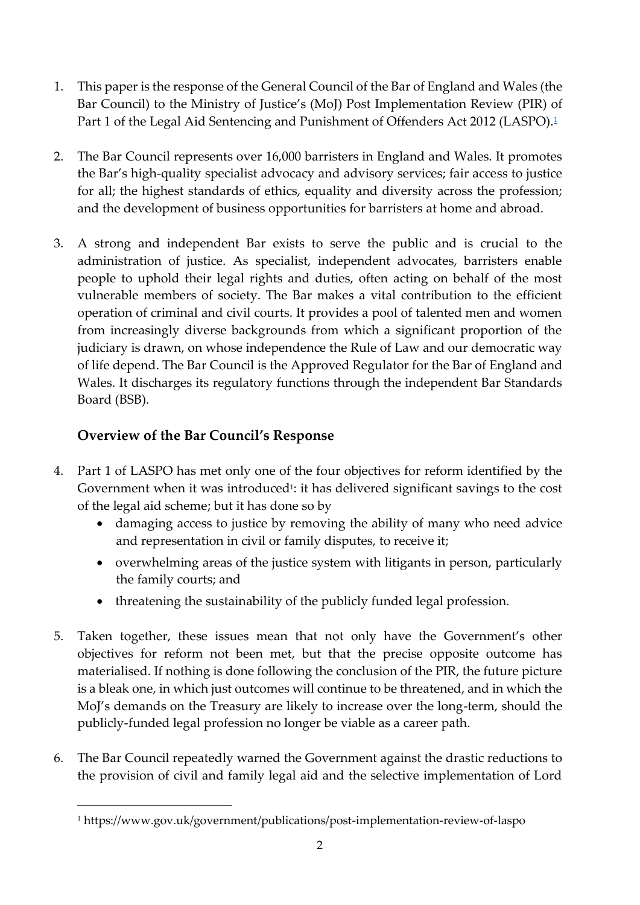1. This paper is the response of the General Council of the Bar of England and Wales (the Bar Council) to the Ministry of Justice's (MoJ) Post Implementation Review (PIR) of Part 1 of the Legal Aid Sentencing and Punishment of Offenders Act 2012 (LASPO).[1]

2. The Bar Council represents over 16,000 barristers in England and Wales. It promotes the Bar's high-quality specialist advocacy and advisory services; fair access to justice for all; the highest standards of ethics, equality and diversity across the profession; and the development of business opportunities for barristers at home and abroad.

3. A strong and independent Bar exists to serve the public and is crucial to the administration of justice. As specialist, independent advocates, barristers enable people to uphold their legal rights and duties, often acting on behalf of the most vulnerable members of society. The Bar makes a vital contribution to the efficient operation of criminal and civil courts. It provides a pool of talented men and women from increasingly diverse backgrounds from which a significant proportion of the judiciary is drawn, on whose independence the Rule of Law and our democratic way of life depend. The Bar Council is the Approved Regulator for the Bar of England and Wales. It discharges its regulatory functions through the independent Bar Standards Board (BSB).

## Overview of the Bar Council's Response

4. Part 1 of LASPO has met only one of the four objectives for reform identified by the Government when it was introduced[1]: it has delivered significant savings to the cost of the legal aid scheme; but it has done so by
   - damaging access to justice by removing the ability of many who need advice and representation in civil or family disputes, to receive it;
   - overwhelming areas of the justice system with litigants in person, particularly the family courts; and
   - threatening the sustainability of the publicly funded legal profession.

5. Taken together, these issues mean that not only have the Government's other objectives for reform not been met, but that the precise opposite outcome has materialised. If nothing is done following the conclusion of the PIR, the future picture is a bleak one, in which just outcomes will continue to be threatened, and in which the MoJ's demands on the Treasury are likely to increase over the long-term, should the publicly-funded legal profession no longer be viable as a career path.

6. The Bar Council repeatedly warned the Government against the drastic reductions to the provision of civil and family legal aid and the selective implementation of Lord

[1] https://www.gov.uk/government/publications/post-implementation-review-of-laspo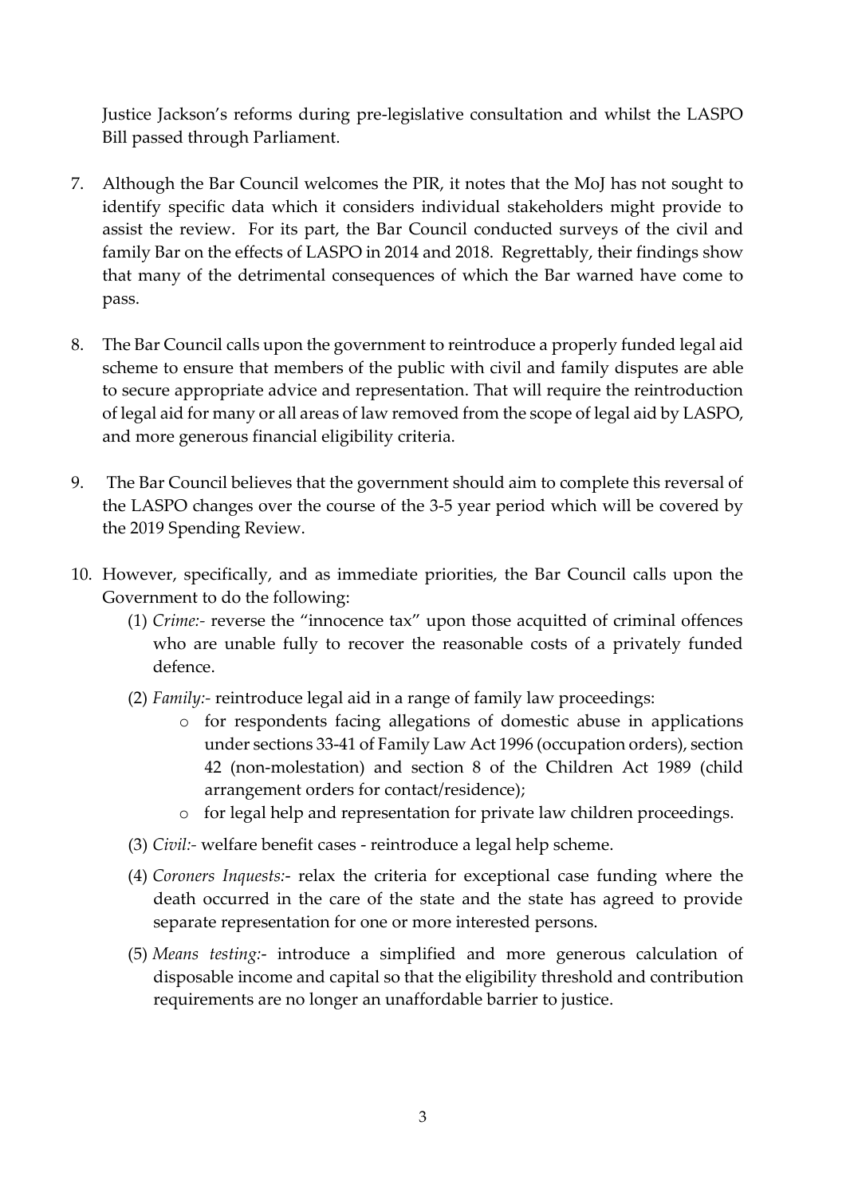Justice Jackson's reforms during pre-legislative consultation and whilst the LASPO Bill passed through Parliament.

7. Although the Bar Council welcomes the PIR, it notes that the MoJ has not sought to identify specific data which it considers individual stakeholders might provide to assist the review. For its part, the Bar Council conducted surveys of the civil and family Bar on the effects of LASPO in 2014 and 2018. Regrettably, their findings show that many of the detrimental consequences of which the Bar warned have come to pass.

8. The Bar Council calls upon the government to reintroduce a properly funded legal aid scheme to ensure that members of the public with civil and family disputes are able to secure appropriate advice and representation. That will require the reintroduction of legal aid for many or all areas of law removed from the scope of legal aid by LASPO, and more generous financial eligibility criteria.

9. The Bar Council believes that the government should aim to complete this reversal of the LASPO changes over the course of the 3-5 year period which will be covered by the 2019 Spending Review.

10. However, specifically, and as immediate priorities, the Bar Council calls upon the Government to do the following:
    (1) *Crime:-* reverse the "innocence tax" upon those acquitted of criminal offences who are unable fully to recover the reasonable costs of a privately funded defence.
    (2) *Family:-* reintroduce legal aid in a range of family law proceedings:
       - for respondents facing allegations of domestic abuse in applications under sections 33-41 of Family Law Act 1996 (occupation orders), section 42 (non-molestation) and section 8 of the Children Act 1989 (child arrangement orders for contact/residence);
       - for legal help and representation for private law children proceedings.
    (3) *Civil:-* welfare benefit cases - reintroduce a legal help scheme.
    (4) *Coroners Inquests:-* relax the criteria for exceptional case funding where the death occurred in the care of the state and the state has agreed to provide separate representation for one or more interested persons.
    (5) *Means testing:-* introduce a simplified and more generous calculation of disposable income and capital so that the eligibility threshold and contribution requirements are no longer an unaffordable barrier to justice.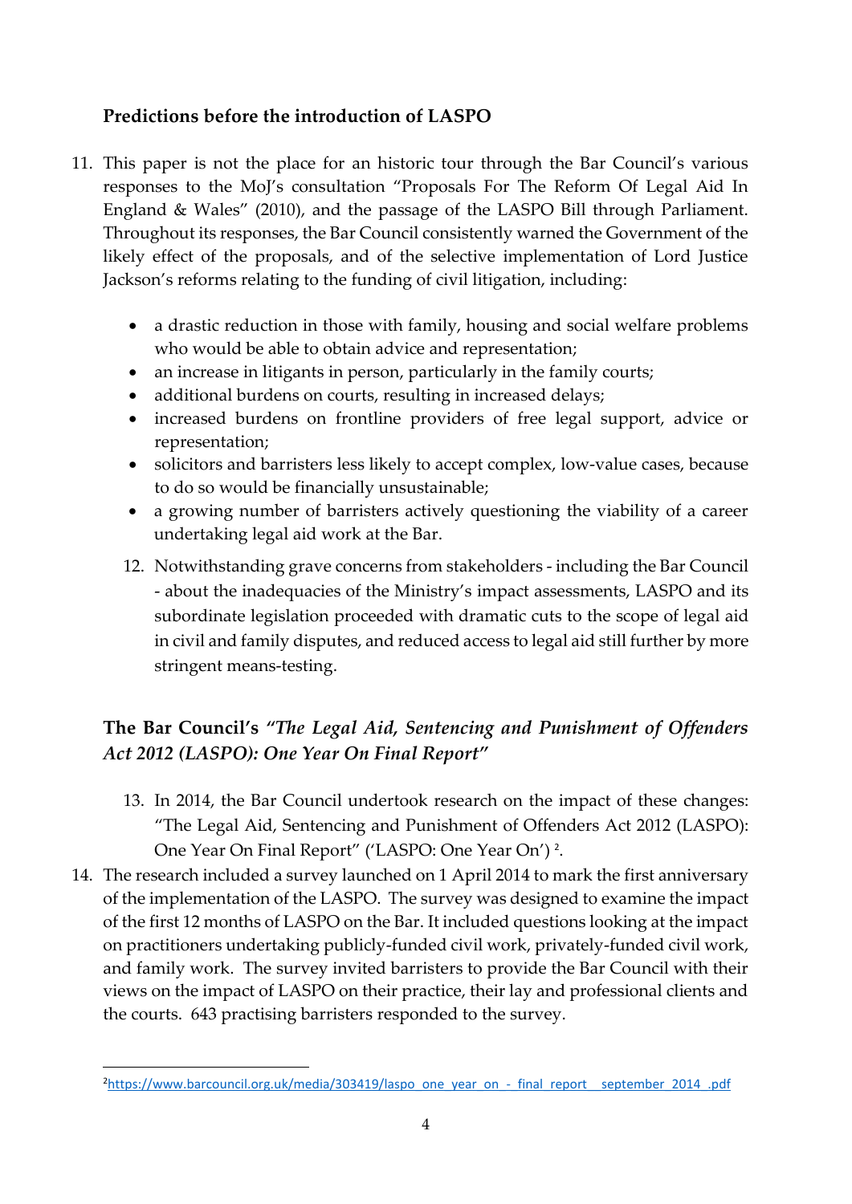## Predictions before the introduction of LASPO

11. This paper is not the place for an historic tour through the Bar Council's various responses to the MoJ's consultation "Proposals For The Reform Of Legal Aid In England & Wales" (2010), and the passage of the LASPO Bill through Parliament. Throughout its responses, the Bar Council consistently warned the Government of the likely effect of the proposals, and of the selective implementation of Lord Justice Jackson's reforms relating to the funding of civil litigation, including:

    - a drastic reduction in those with family, housing and social welfare problems who would be able to obtain advice and representation;
    - an increase in litigants in person, particularly in the family courts;
    - additional burdens on courts, resulting in increased delays;
    - increased burdens on frontline providers of free legal support, advice or representation;
    - solicitors and barristers less likely to accept complex, low-value cases, because to do so would be financially unsustainable;
    - a growing number of barristers actively questioning the viability of a career undertaking legal aid work at the Bar.

12. Notwithstanding grave concerns from stakeholders - including the Bar Council - about the inadequacies of the Ministry's impact assessments, LASPO and its subordinate legislation proceeded with dramatic cuts to the scope of legal aid in civil and family disputes, and reduced access to legal aid still further by more stringent means-testing.

## The Bar Council's *"The Legal Aid, Sentencing and Punishment of Offenders Act 2012 (LASPO): One Year On Final Report"*

13. In 2014, the Bar Council undertook research on the impact of these changes: "The Legal Aid, Sentencing and Punishment of Offenders Act 2012 (LASPO): One Year On Final Report" ('LASPO: One Year On') [2].

14. The research included a survey launched on 1 April 2014 to mark the first anniversary of the implementation of the LASPO. The survey was designed to examine the impact of the first 12 months of LASPO on the Bar. It included questions looking at the impact on practitioners undertaking publicly-funded civil work, privately-funded civil work, and family work. The survey invited barristers to provide the Bar Council with their views on the impact of LASPO on their practice, their lay and professional clients and the courts. 643 practising barristers responded to the survey.

[2] https://www.barcouncil.org.uk/media/303419/laspo_one_year_on_-_final_report__september_2014_.pdf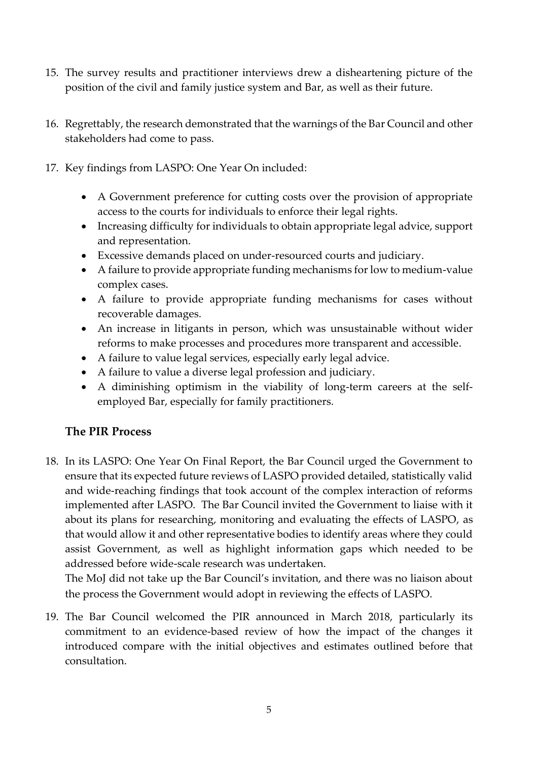15. The survey results and practitioner interviews drew a disheartening picture of the position of the civil and family justice system and Bar, as well as their future.

16. Regrettably, the research demonstrated that the warnings of the Bar Council and other stakeholders had come to pass.

17. Key findings from LASPO: One Year On included:

    - A Government preference for cutting costs over the provision of appropriate access to the courts for individuals to enforce their legal rights.
    - Increasing difficulty for individuals to obtain appropriate legal advice, support and representation.
    - Excessive demands placed on under-resourced courts and judiciary.
    - A failure to provide appropriate funding mechanisms for low to medium-value complex cases.
    - A failure to provide appropriate funding mechanisms for cases without recoverable damages.
    - An increase in litigants in person, which was unsustainable without wider reforms to make processes and procedures more transparent and accessible.
    - A failure to value legal services, especially early legal advice.
    - A failure to value a diverse legal profession and judiciary.
    - A diminishing optimism in the viability of long-term careers at the self-employed Bar, especially for family practitioners.

### The PIR Process

18. In its LASPO: One Year On Final Report, the Bar Council urged the Government to ensure that its expected future reviews of LASPO provided detailed, statistically valid and wide-reaching findings that took account of the complex interaction of reforms implemented after LASPO. The Bar Council invited the Government to liaise with it about its plans for researching, monitoring and evaluating the effects of LASPO, as that would allow it and other representative bodies to identify areas where they could assist Government, as well as highlight information gaps which needed to be addressed before wide-scale research was undertaken.
    The MoJ did not take up the Bar Council's invitation, and there was no liaison about the process the Government would adopt in reviewing the effects of LASPO.

19. The Bar Council welcomed the PIR announced in March 2018, particularly its commitment to an evidence-based review of how the impact of the changes it introduced compare with the initial objectives and estimates outlined before that consultation.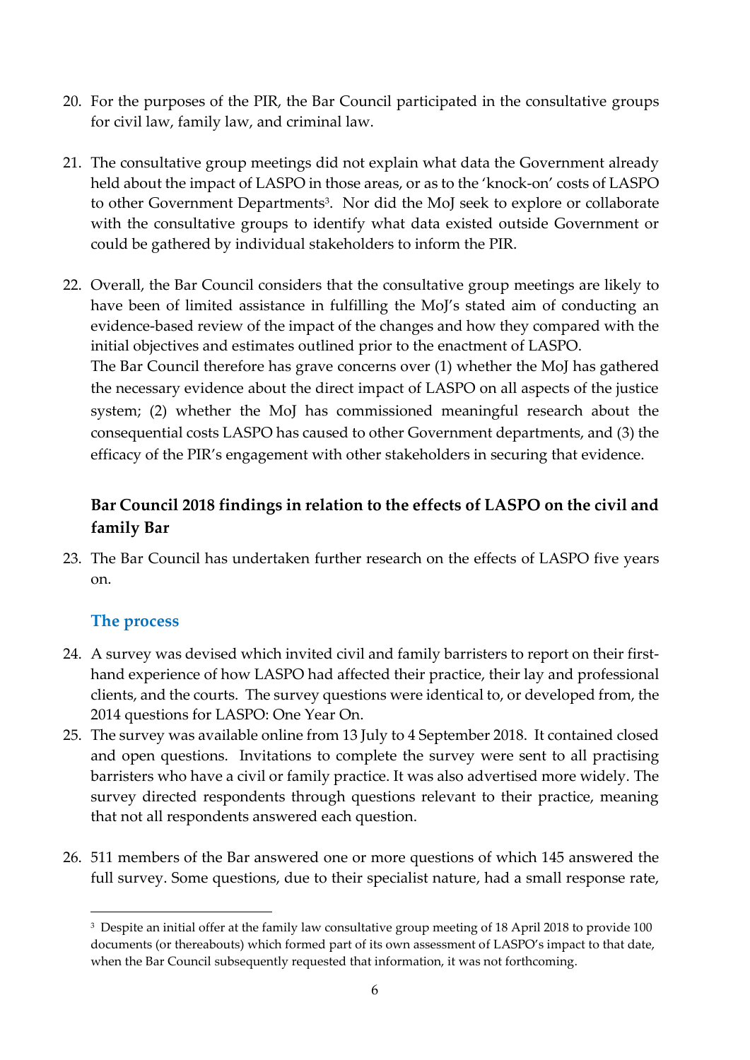20. For the purposes of the PIR, the Bar Council participated in the consultative groups for civil law, family law, and criminal law.

21. The consultative group meetings did not explain what data the Government already held about the impact of LASPO in those areas, or as to the 'knock-on' costs of LASPO to other Government Departments[3]. Nor did the MoJ seek to explore or collaborate with the consultative groups to identify what data existed outside Government or could be gathered by individual stakeholders to inform the PIR.

22. Overall, the Bar Council considers that the consultative group meetings are likely to have been of limited assistance in fulfilling the MoJ's stated aim of conducting an evidence-based review of the impact of the changes and how they compared with the initial objectives and estimates outlined prior to the enactment of LASPO.
The Bar Council therefore has grave concerns over (1) whether the MoJ has gathered the necessary evidence about the direct impact of LASPO on all aspects of the justice system; (2) whether the MoJ has commissioned meaningful research about the consequential costs LASPO has caused to other Government departments, and (3) the efficacy of the PIR's engagement with other stakeholders in securing that evidence.

## Bar Council 2018 findings in relation to the effects of LASPO on the civil and family Bar

23. The Bar Council has undertaken further research on the effects of LASPO five years on.

### The process

24. A survey was devised which invited civil and family barristers to report on their first-hand experience of how LASPO had affected their practice, their lay and professional clients, and the courts. The survey questions were identical to, or developed from, the 2014 questions for LASPO: One Year On.

25. The survey was available online from 13 July to 4 September 2018. It contained closed and open questions. Invitations to complete the survey were sent to all practising barristers who have a civil or family practice. It was also advertised more widely. The survey directed respondents through questions relevant to their practice, meaning that not all respondents answered each question.

26. 511 members of the Bar answered one or more questions of which 145 answered the full survey. Some questions, due to their specialist nature, had a small response rate,

[3] Despite an initial offer at the family law consultative group meeting of 18 April 2018 to provide 100 documents (or thereabouts) which formed part of its own assessment of LASPO's impact to that date, when the Bar Council subsequently requested that information, it was not forthcoming.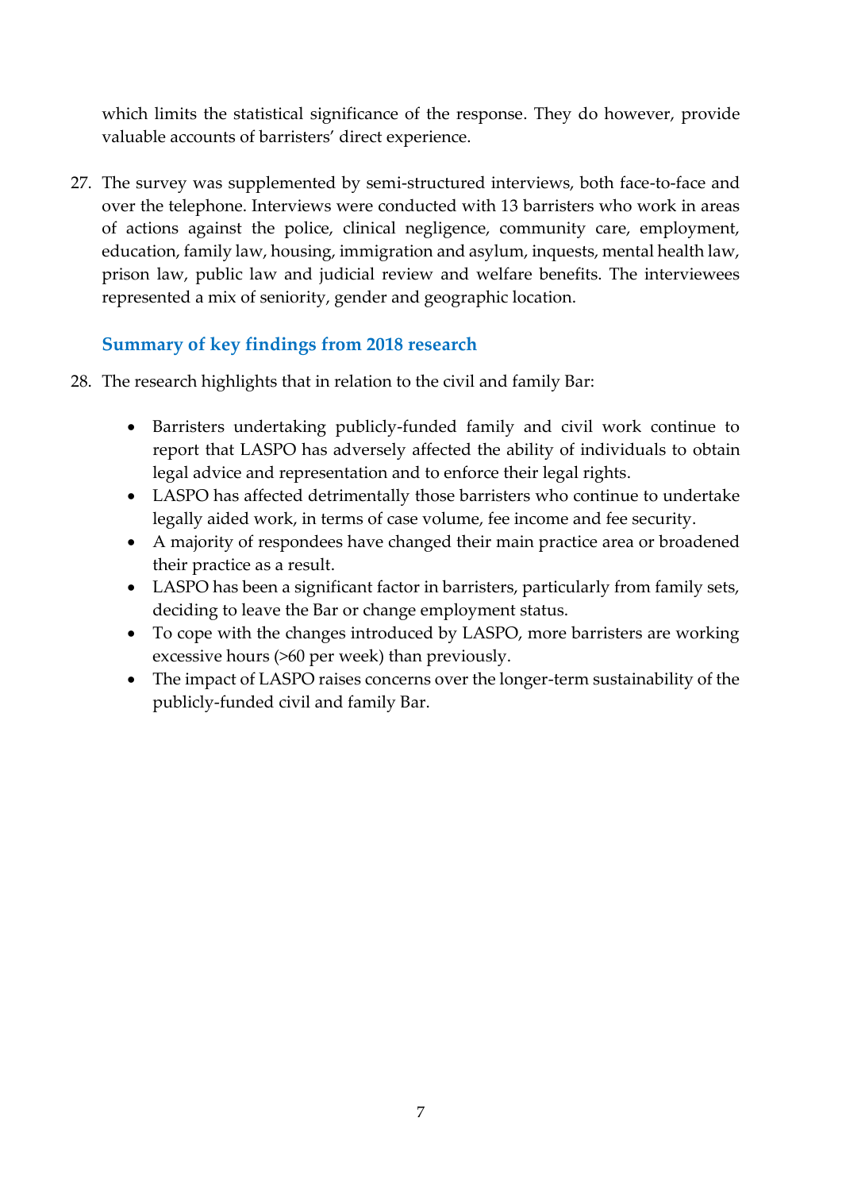which limits the statistical significance of the response. They do however, provide valuable accounts of barristers' direct experience.

27. The survey was supplemented by semi-structured interviews, both face-to-face and over the telephone. Interviews were conducted with 13 barristers who work in areas of actions against the police, clinical negligence, community care, employment, education, family law, housing, immigration and asylum, inquests, mental health law, prison law, public law and judicial review and welfare benefits. The interviewees represented a mix of seniority, gender and geographic location.

### Summary of key findings from 2018 research

28. The research highlights that in relation to the civil and family Bar:

- Barristers undertaking publicly-funded family and civil work continue to report that LASPO has adversely affected the ability of individuals to obtain legal advice and representation and to enforce their legal rights.
- LASPO has affected detrimentally those barristers who continue to undertake legally aided work, in terms of case volume, fee income and fee security.
- A majority of respondees have changed their main practice area or broadened their practice as a result.
- LASPO has been a significant factor in barristers, particularly from family sets, deciding to leave the Bar or change employment status.
- To cope with the changes introduced by LASPO, more barristers are working excessive hours (>60 per week) than previously.
- The impact of LASPO raises concerns over the longer-term sustainability of the publicly-funded civil and family Bar.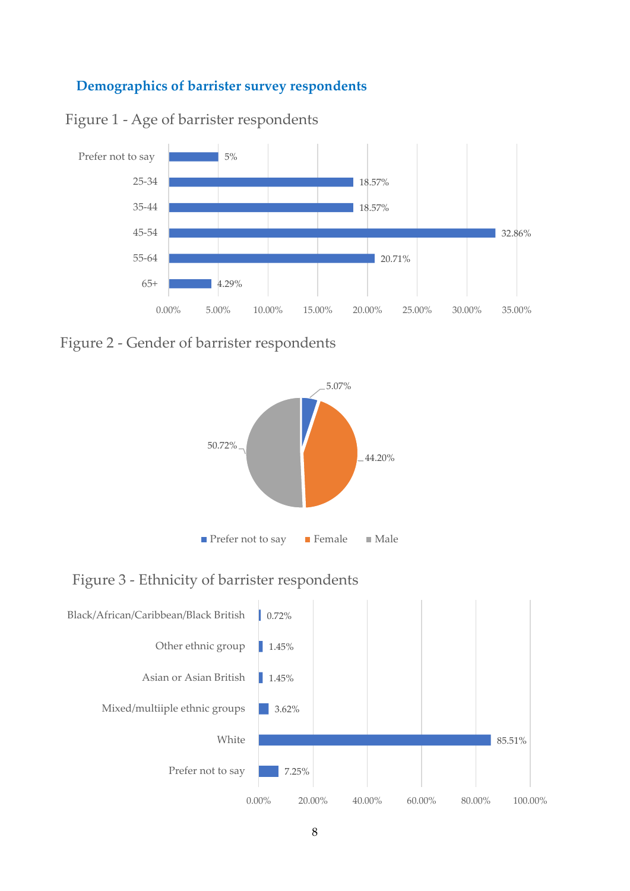## Demographics of barrister survey respondents

Figure 1 - Age of barrister respondents

| Age | Percentage |
|---|---|
| Prefer not to say | 5% |
| 25-34 | 18.57% |
| 35-44 | 18.57% |
| 45-54 | 32.86% |
| 55-64 | 20.71% |
| 65+ | 4.29% |

Figure 2 - Gender of barrister respondents

| Gender | Percentage |
|---|---|
| Prefer not to say | 5.07% |
| Female | 44.20% |
| Male | 50.72% |

Figure 3 - Ethnicity of barrister respondents

| Ethnicity | Percentage |
|---|---|
| Black/African/Caribbean/Black British | 0.72% |
| Other ethnic group | 1.45% |
| Asian or Asian British | 1.45% |
| Mixed/multiiple ethnic groups | 3.62% |
| White | 85.51% |
| Prefer not to say | 7.25% |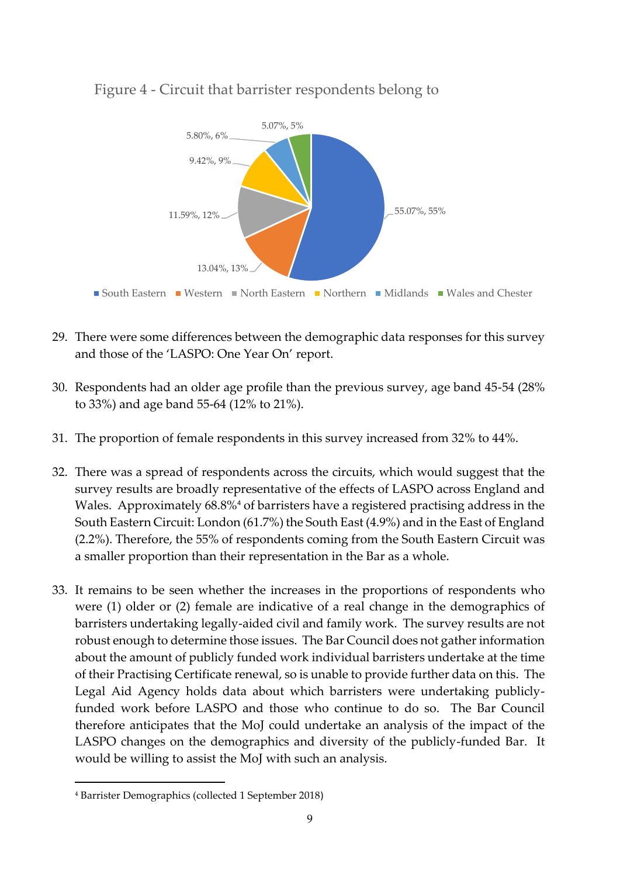Figure 4 - Circuit that barrister respondents belong to

| Circuit | Percentage |
|---|---|
| South Eastern | 55.07%, 55% |
| Western | 13.04%, 13% |
| North Eastern | 11.59%, 12% |
| Northern | 9.42%, 9% |
| Midlands | 5.80%, 6% |
| Wales and Chester | 5.07%, 5% |

29. There were some differences between the demographic data responses for this survey and those of the 'LASPO: One Year On' report.

30. Respondents had an older age profile than the previous survey, age band 45-54 (28% to 33%) and age band 55-64 (12% to 21%).

31. The proportion of female respondents in this survey increased from 32% to 44%.

32. There was a spread of respondents across the circuits, which would suggest that the survey results are broadly representative of the effects of LASPO across England and Wales. Approximately 68.8%[4] of barristers have a registered practising address in the South Eastern Circuit: London (61.7%) the South East (4.9%) and in the East of England (2.2%). Therefore, the 55% of respondents coming from the South Eastern Circuit was a smaller proportion than their representation in the Bar as a whole.

33. It remains to be seen whether the increases in the proportions of respondents who were (1) older or (2) female are indicative of a real change in the demographics of barristers undertaking legally-aided civil and family work. The survey results are not robust enough to determine those issues. The Bar Council does not gather information about the amount of publicly funded work individual barristers undertake at the time of their Practising Certificate renewal, so is unable to provide further data on this. The Legal Aid Agency holds data about which barristers were undertaking publicly-funded work before LASPO and those who continue to do so. The Bar Council therefore anticipates that the MoJ could undertake an analysis of the impact of the LASPO changes on the demographics and diversity of the publicly-funded Bar. It would be willing to assist the MoJ with such an analysis.

[4] Barrister Demographics (collected 1 September 2018)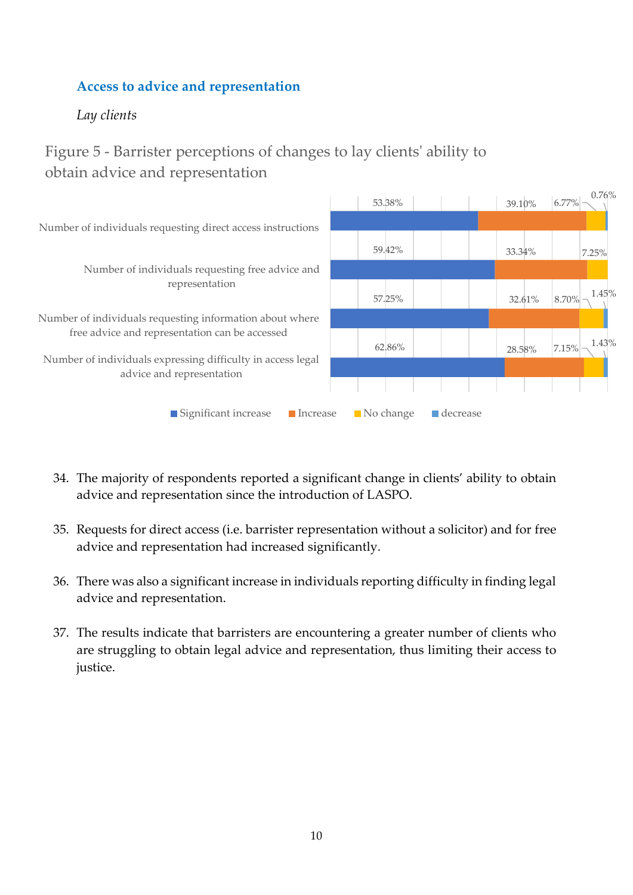## Access to advice and representation

*Lay clients*

Figure 5 - Barrister perceptions of changes to lay clients' ability to obtain advice and representation

| | Significant increase | Increase | No change | decrease |
|---|---|---|---|---|
| Number of individuals requesting direct access instructions | 53.38% | 39.10% | 6.77% | 0.76% |
| Number of individuals requesting free advice and representation | 59.42% | 33.34% | 7.25% | |
| Number of individuals requesting information about where free advice and representation can be accessed | 57.25% | 32.61% | 8.70% | 1.45% |
| Number of individuals expressing difficulty in access legal advice and representation | 62.86% | 28.58% | 7.15% | 1.43% |

34. The majority of respondents reported a significant change in clients' ability to obtain advice and representation since the introduction of LASPO.

35. Requests for direct access (i.e. barrister representation without a solicitor) and for free advice and representation had increased significantly.

36. There was also a significant increase in individuals reporting difficulty in finding legal advice and representation.

37. The results indicate that barristers are encountering a greater number of clients who are struggling to obtain legal advice and representation, thus limiting their access to justice.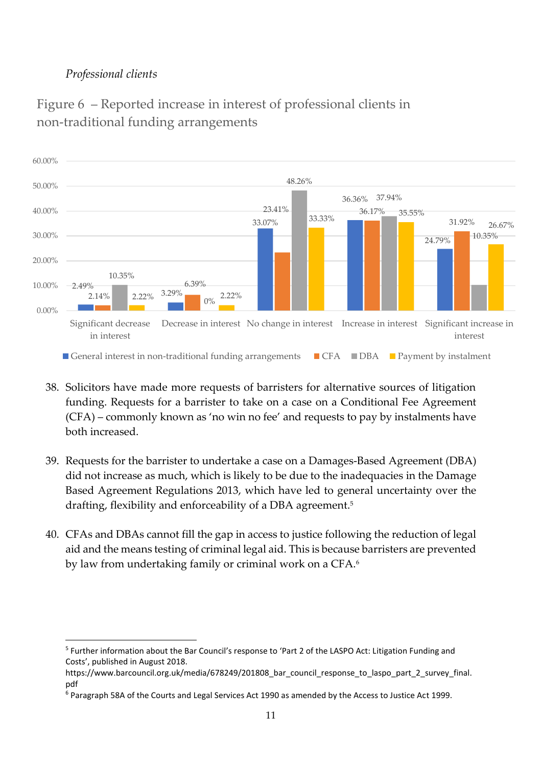*Professional clients*

Figure 6 – Reported increase in interest of professional clients in non-traditional funding arrangements

| | General interest in non-traditional funding arrangements | CFA | DBA | Payment by instalment |
|---|---|---|---|---|
| Significant decrease in interest | 2.49% | 2.14% | 10.35% | 2.22% |
| Decrease in interest | 3.29% | 6.39% | 0% | 2.22% |
| No change in interest | 33.07% | 23.41% | 48.26% | 33.33% |
| Increase in interest | 36.36% | 36.17% | 37.94% | 35.55% |
| Significant increase in interest | 24.79% | 31.92% | 10.35% | 26.67% |

38. Solicitors have made more requests of barristers for alternative sources of litigation funding. Requests for a barrister to take on a case on a Conditional Fee Agreement (CFA) – commonly known as 'no win no fee' and requests to pay by instalments have both increased.

39. Requests for the barrister to undertake a case on a Damages-Based Agreement (DBA) did not increase as much, which is likely to be due to the inadequacies in the Damage Based Agreement Regulations 2013, which have led to general uncertainty over the drafting, flexibility and enforceability of a DBA agreement.[5]

40. CFAs and DBAs cannot fill the gap in access to justice following the reduction of legal aid and the means testing of criminal legal aid. This is because barristers are prevented by law from undertaking family or criminal work on a CFA.[6]

---

[5] Further information about the Bar Council's response to 'Part 2 of the LASPO Act: Litigation Funding and Costs', published in August 2018. https://www.barcouncil.org.uk/media/678249/201808_bar_council_response_to_laspo_part_2_survey_final.pdf

[6] Paragraph 58A of the Courts and Legal Services Act 1990 as amended by the Access to Justice Act 1999.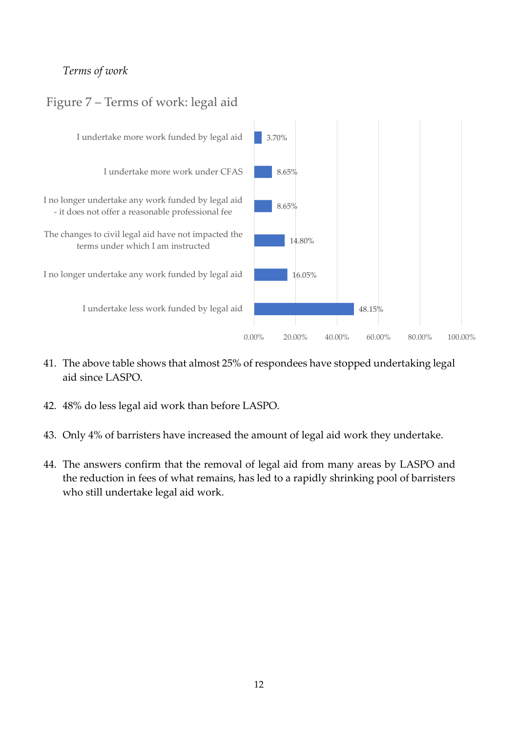*Terms of work*

Figure 7 – Terms of work: legal aid

| Response | Percentage |
| --- | --- |
| I undertake more work funded by legal aid | 3.70% |
| I undertake more work under CFAS | 8.65% |
| I no longer undertake any work funded by legal aid - it does not offer a reasonable professional fee | 8.65% |
| The changes to civil legal aid have not impacted the terms under which I am instructed | 14.80% |
| I no longer undertake any work funded by legal aid | 16.05% |
| I undertake less work funded by legal aid | 48.15% |

41. The above table shows that almost 25% of respondees have stopped undertaking legal aid since LASPO.

42. 48% do less legal aid work than before LASPO.

43. Only 4% of barristers have increased the amount of legal aid work they undertake.

44. The answers confirm that the removal of legal aid from many areas by LASPO and the reduction in fees of what remains, has led to a rapidly shrinking pool of barristers who still undertake legal aid work.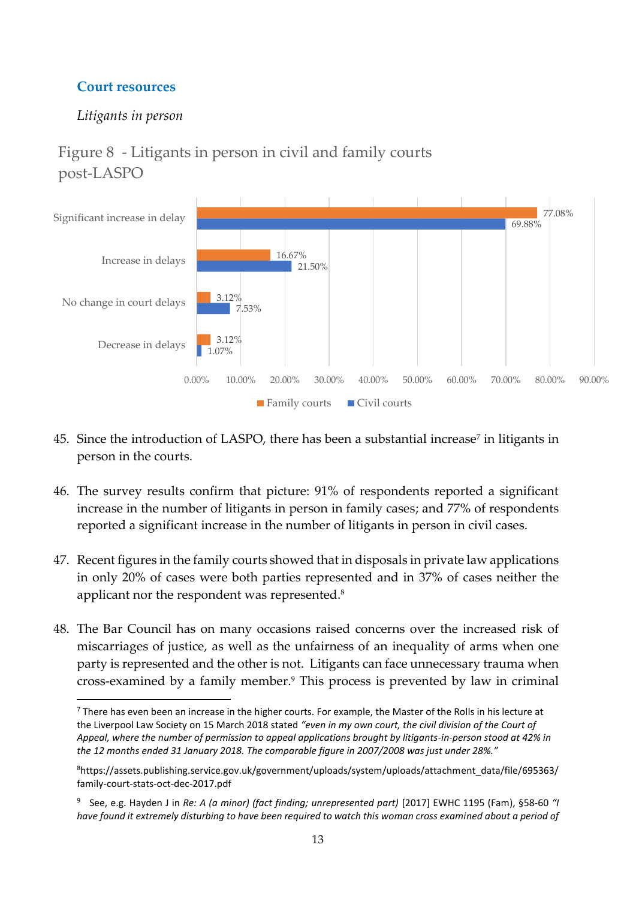## Court resources

*Litigants in person*

Figure 8 - Litigants in person in civil and family courts post-LASPO

| | Family courts | Civil courts |
|---|---|---|
| Significant increase in delay | 77.08% | 69.88% |
| Increase in delays | 16.67% | 21.50% |
| No change in court delays | 3.12% | 7.53% |
| Decrease in delays | 3.12% | 1.07% |

45. Since the introduction of LASPO, there has been a substantial increase[7] in litigants in person in the courts.

46. The survey results confirm that picture: 91% of respondents reported a significant increase in the number of litigants in person in family cases; and 77% of respondents reported a significant increase in the number of litigants in person in civil cases.

47. Recent figures in the family courts showed that in disposals in private law applications in only 20% of cases were both parties represented and in 37% of cases neither the applicant nor the respondent was represented.[8]

48. The Bar Council has on many occasions raised concerns over the increased risk of miscarriages of justice, as well as the unfairness of an inequality of arms when one party is represented and the other is not. Litigants can face unnecessary trauma when cross-examined by a family member.[9] This process is prevented by law in criminal

---

[7] There has even been an increase in the higher courts. For example, the Master of the Rolls in his lecture at the Liverpool Law Society on 15 March 2018 stated *"even in my own court, the civil division of the Court of Appeal, where the number of permission to appeal applications brought by litigants-in-person stood at 42% in the 12 months ended 31 January 2018. The comparable figure in 2007/2008 was just under 28%."*

[8] https://assets.publishing.service.gov.uk/government/uploads/system/uploads/attachment_data/file/695363/family-court-stats-oct-dec-2017.pdf

[9] See, e.g. Hayden J in *Re: A (a minor) (fact finding; unrepresented part)* [2017] EWHC 1195 (Fam), §58-60 *"I have found it extremely disturbing to have been required to watch this woman cross examined about a period of*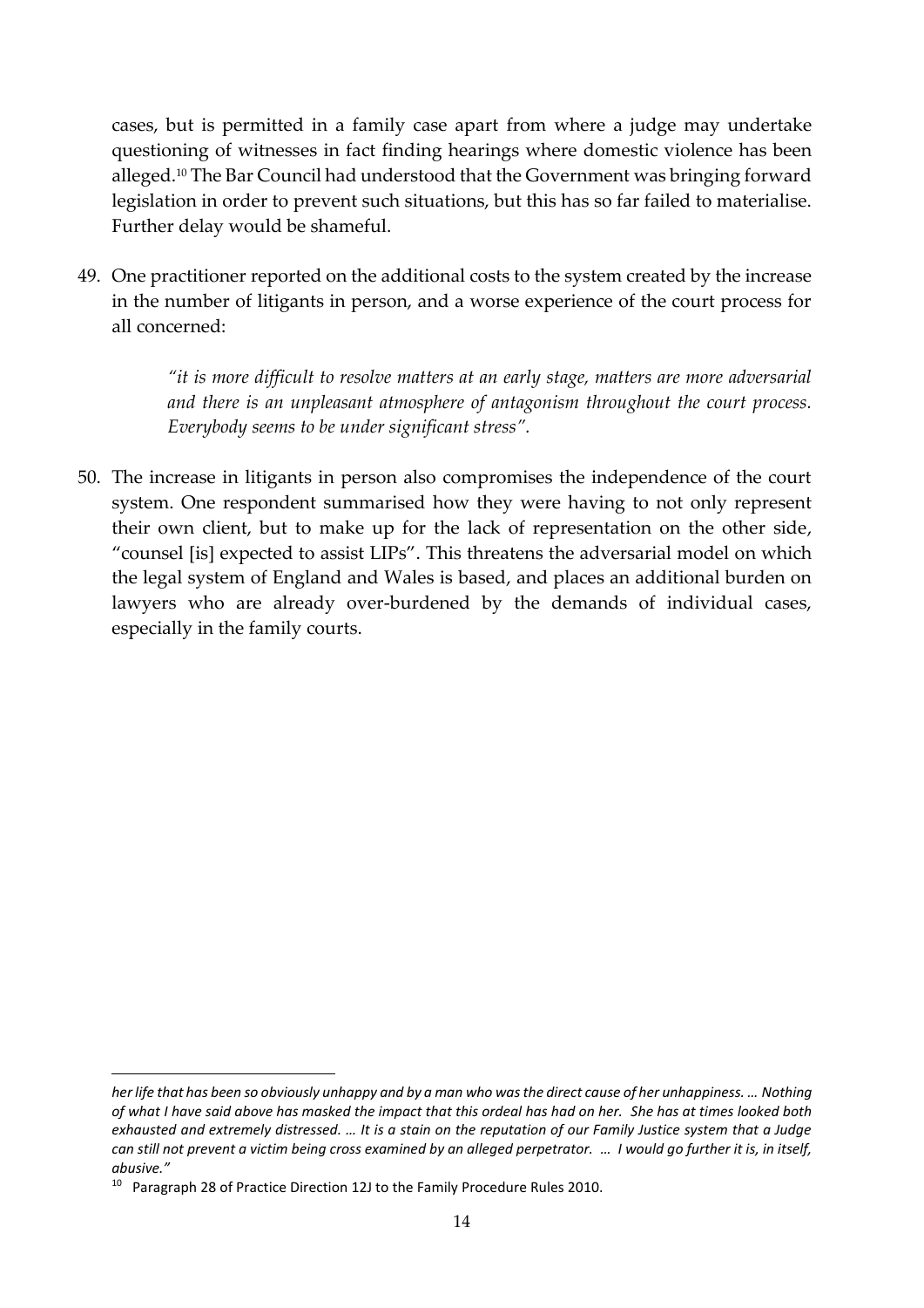cases, but is permitted in a family case apart from where a judge may undertake questioning of witnesses in fact finding hearings where domestic violence has been alleged.[10] The Bar Council had understood that the Government was bringing forward legislation in order to prevent such situations, but this has so far failed to materialise. Further delay would be shameful.

49. One practitioner reported on the additional costs to the system created by the increase in the number of litigants in person, and a worse experience of the court process for all concerned:

    > *"it is more difficult to resolve matters at an early stage, matters are more adversarial and there is an unpleasant atmosphere of antagonism throughout the court process. Everybody seems to be under significant stress".*

50. The increase in litigants in person also compromises the independence of the court system. One respondent summarised how they were having to not only represent their own client, but to make up for the lack of representation on the other side, "counsel [is] expected to assist LIPs". This threatens the adversarial model on which the legal system of England and Wales is based, and places an additional burden on lawyers who are already over-burdened by the demands of individual cases, especially in the family courts.

---

***her life that has been so obviously unhappy and by a man who was the direct cause of her unhappiness. … Nothing of what I have said above has masked the impact that this ordeal has had on her. She has at times looked both exhausted and extremely distressed. … It is a stain on the reputation of our Family Justice system that a Judge can still not prevent a victim being cross examined by an alleged perpetrator. … I would go further it is, in itself, abusive."***

[10] Paragraph 28 of Practice Direction 12J to the Family Procedure Rules 2010.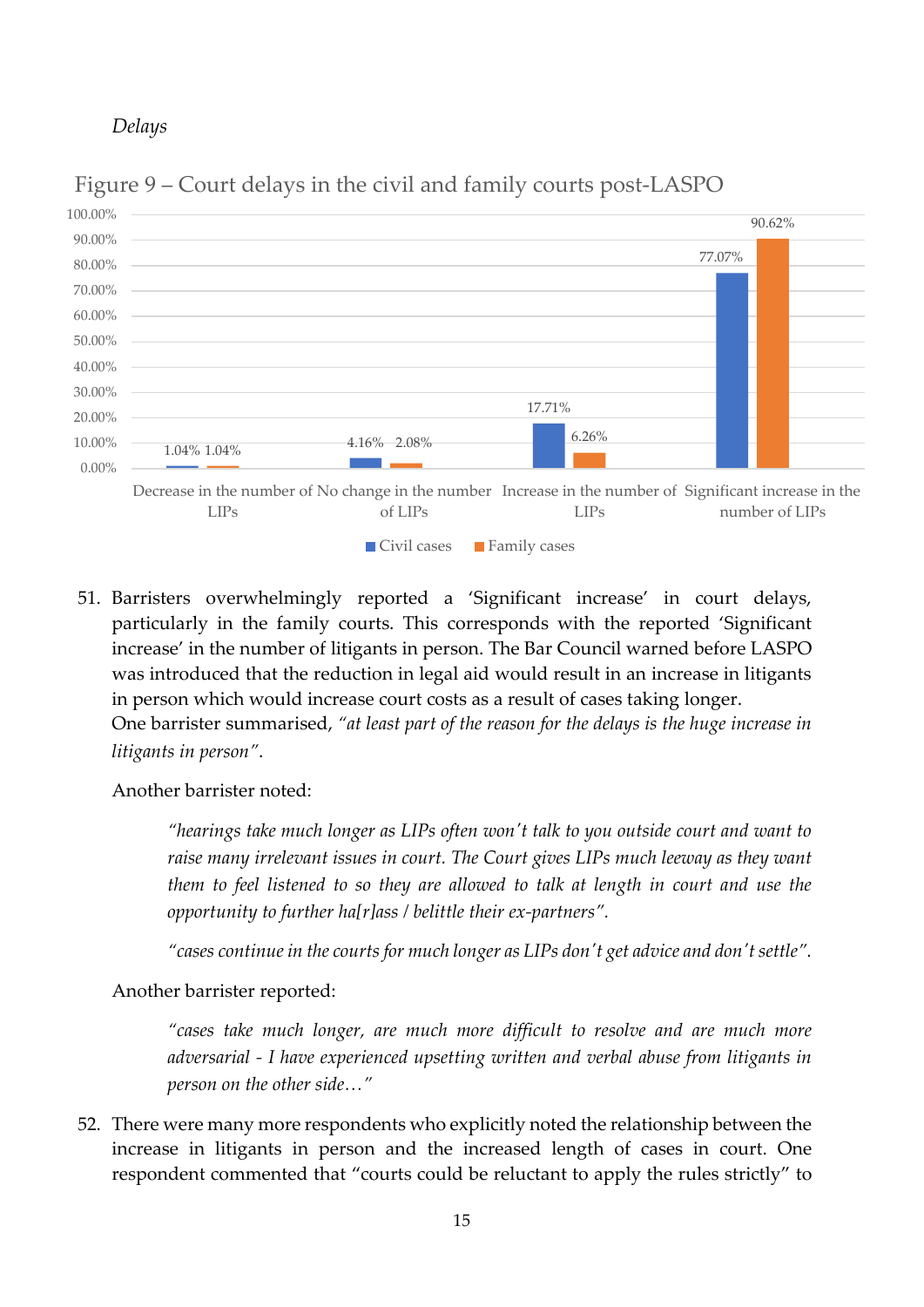*Delays*

Figure 9 – Court delays in the civil and family courts post-LASPO

| | Civil cases | Family cases |
|---|---|---|
| Decrease in the number of LIPs | 1.04% | 1.04% |
| No change in the number of LIPs | 4.16% | 2.08% |
| Increase in the number of LIPs | 17.71% | 6.26% |
| Significant increase in the number of LIPs | 77.07% | 90.62% |

51. Barristers overwhelmingly reported a 'Significant increase' in court delays, particularly in the family courts. This corresponds with the reported 'Significant increase' in the number of litigants in person. The Bar Council warned before LASPO was introduced that the reduction in legal aid would result in an increase in litigants in person which would increase court costs as a result of cases taking longer. One barrister summarised, *"at least part of the reason for the delays is the huge increase in litigants in person"*.

    Another barrister noted:

    > *"hearings take much longer as LIPs often won't talk to you outside court and want to raise many irrelevant issues in court. The Court gives LIPs much leeway as they want them to feel listened to so they are allowed to talk at length in court and use the opportunity to further ha[r]ass / belittle their ex-partners".*
    >
    > *"cases continue in the courts for much longer as LIPs don't get advice and don't settle".*

    Another barrister reported:

    > *"cases take much longer, are much more difficult to resolve and are much more adversarial - I have experienced upsetting written and verbal abuse from litigants in person on the other side…"*

52. There were many more respondents who explicitly noted the relationship between the increase in litigants in person and the increased length of cases in court. One respondent commented that "courts could be reluctant to apply the rules strictly" to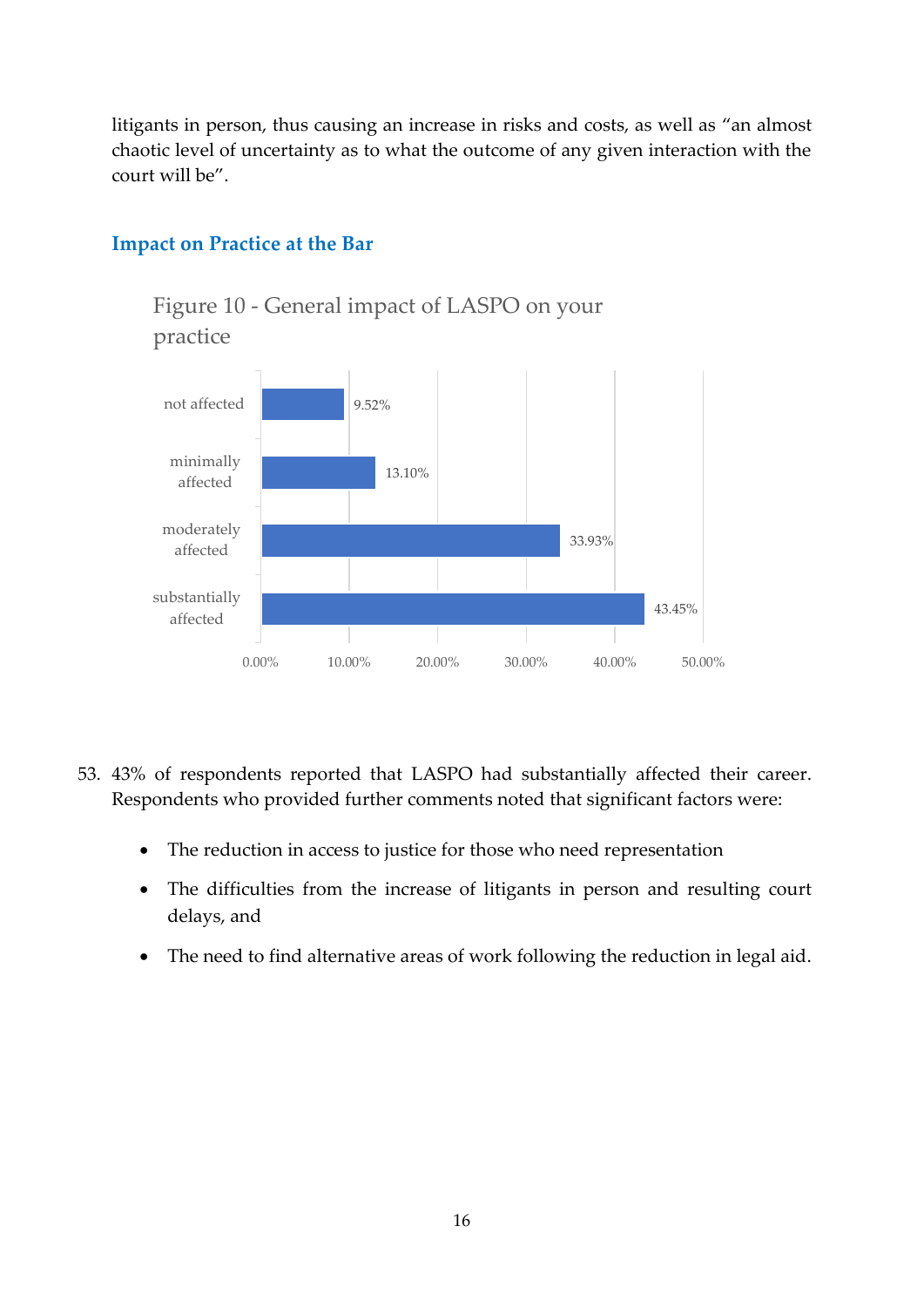litigants in person, thus causing an increase in risks and costs, as well as "an almost chaotic level of uncertainty as to what the outcome of any given interaction with the court will be".

## Impact on Practice at the Bar

Figure 10 - General impact of LASPO on your practice

| Response | Percentage |
| --- | --- |
| not affected | 9.52% |
| minimally affected | 13.10% |
| moderately affected | 33.93% |
| substantially affected | 43.45% |

53. 43% of respondents reported that LASPO had substantially affected their career. Respondents who provided further comments noted that significant factors were:

- The reduction in access to justice for those who need representation
- The difficulties from the increase of litigants in person and resulting court delays, and
- The need to find alternative areas of work following the reduction in legal aid.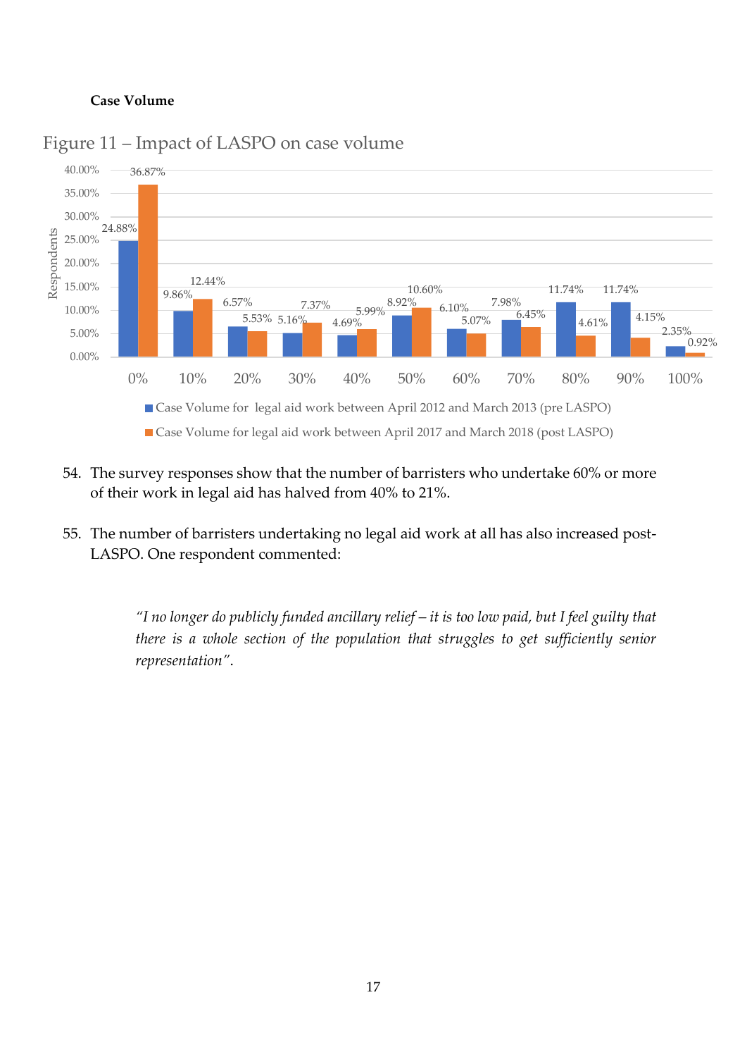**Case Volume**

Figure 11 – Impact of LASPO on case volume

| Respondents | 0% | 10% | 20% | 30% | 40% | 50% | 60% | 70% | 80% | 90% | 100% |
|---|---|---|---|---|---|---|---|---|---|---|---|
| Case Volume for legal aid work between April 2012 and March 2013 (pre LASPO) | 24.88% | 9.86% | 6.57% | 5.16% | 4.69% | 8.92% | 6.10% | 7.98% | 11.74% | 11.74% | 2.35% |
| Case Volume for legal aid work between April 2017 and March 2018 (post LASPO) | 36.87% | 12.44% | 5.53% | 7.37% | 5.99% | 10.60% | 5.07% | 6.45% | 4.61% | 4.15% | 0.92% |

54. The survey responses show that the number of barristers who undertake 60% or more of their work in legal aid has halved from 40% to 21%.

55. The number of barristers undertaking no legal aid work at all has also increased post-LASPO. One respondent commented:

> *"I no longer do publicly funded ancillary relief – it is too low paid, but I feel guilty that there is a whole section of the population that struggles to get sufficiently senior representation".*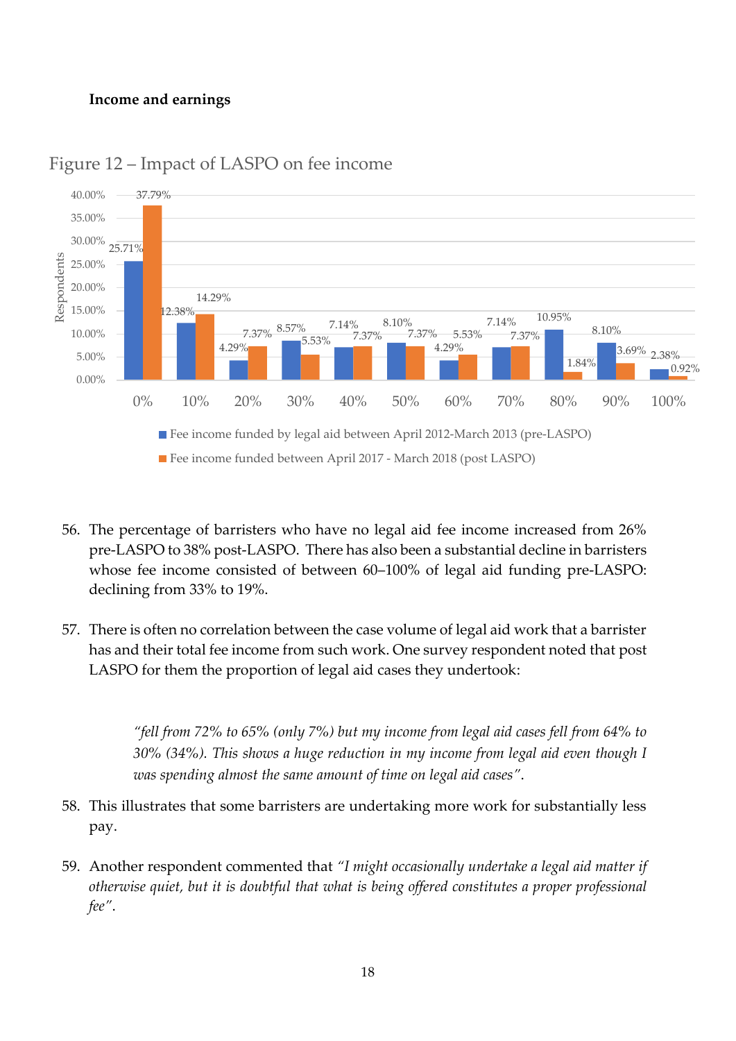**Income and earnings**

Figure 12 – Impact of LASPO on fee income

| Respondents | 0% | 10% | 20% | 30% | 40% | 50% | 60% | 70% | 80% | 90% | 100% |
|---|---|---|---|---|---|---|---|---|---|---|---|
| Fee income funded by legal aid between April 2012-March 2013 (pre-LASPO) | 25.71% | 12.38% | 4.29% | 8.57% | 7.14% | 8.10% | 4.29% | 7.14% | 10.95% | 8.10% | 2.38% |
| Fee income funded between April 2017 - March 2018 (post LASPO) | 37.79% | 14.29% | 7.37% | 5.53% | 7.37% | 7.37% | 5.53% | 7.37% | 1.84% | 3.69% | 0.92% |

56. The percentage of barristers who have no legal aid fee income increased from 26% pre-LASPO to 38% post-LASPO. There has also been a substantial decline in barristers whose fee income consisted of between 60–100% of legal aid funding pre-LASPO: declining from 33% to 19%.

57. There is often no correlation between the case volume of legal aid work that a barrister has and their total fee income from such work. One survey respondent noted that post LASPO for them the proportion of legal aid cases they undertook:

> *"fell from 72% to 65% (only 7%) but my income from legal aid cases fell from 64% to 30% (34%). This shows a huge reduction in my income from legal aid even though I was spending almost the same amount of time on legal aid cases".*

58. This illustrates that some barristers are undertaking more work for substantially less pay.

59. Another respondent commented that *"I might occasionally undertake a legal aid matter if otherwise quiet, but it is doubtful that what is being offered constitutes a proper professional fee".*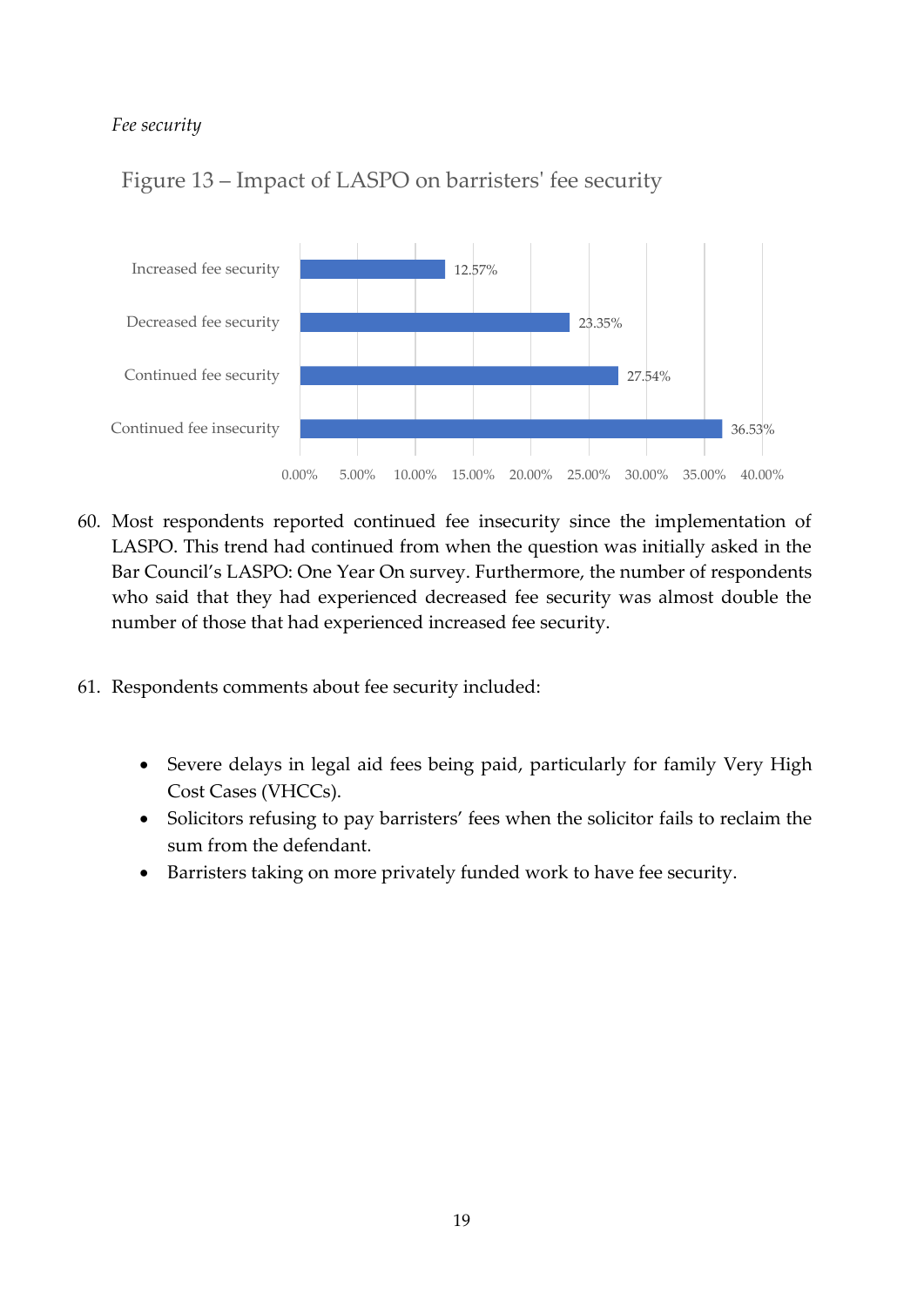*Fee security*

Figure 13 – Impact of LASPO on barristers' fee security

| Category | Percentage |
|---|---|
| Increased fee security | 12.57% |
| Decreased fee security | 23.35% |
| Continued fee security | 27.54% |
| Continued fee insecurity | 36.53% |

60. Most respondents reported continued fee insecurity since the implementation of LASPO. This trend had continued from when the question was initially asked in the Bar Council's LASPO: One Year On survey. Furthermore, the number of respondents who said that they had experienced decreased fee security was almost double the number of those that had experienced increased fee security.

61. Respondents comments about fee security included:

- Severe delays in legal aid fees being paid, particularly for family Very High Cost Cases (VHCCs).
- Solicitors refusing to pay barristers' fees when the solicitor fails to reclaim the sum from the defendant.
- Barristers taking on more privately funded work to have fee security.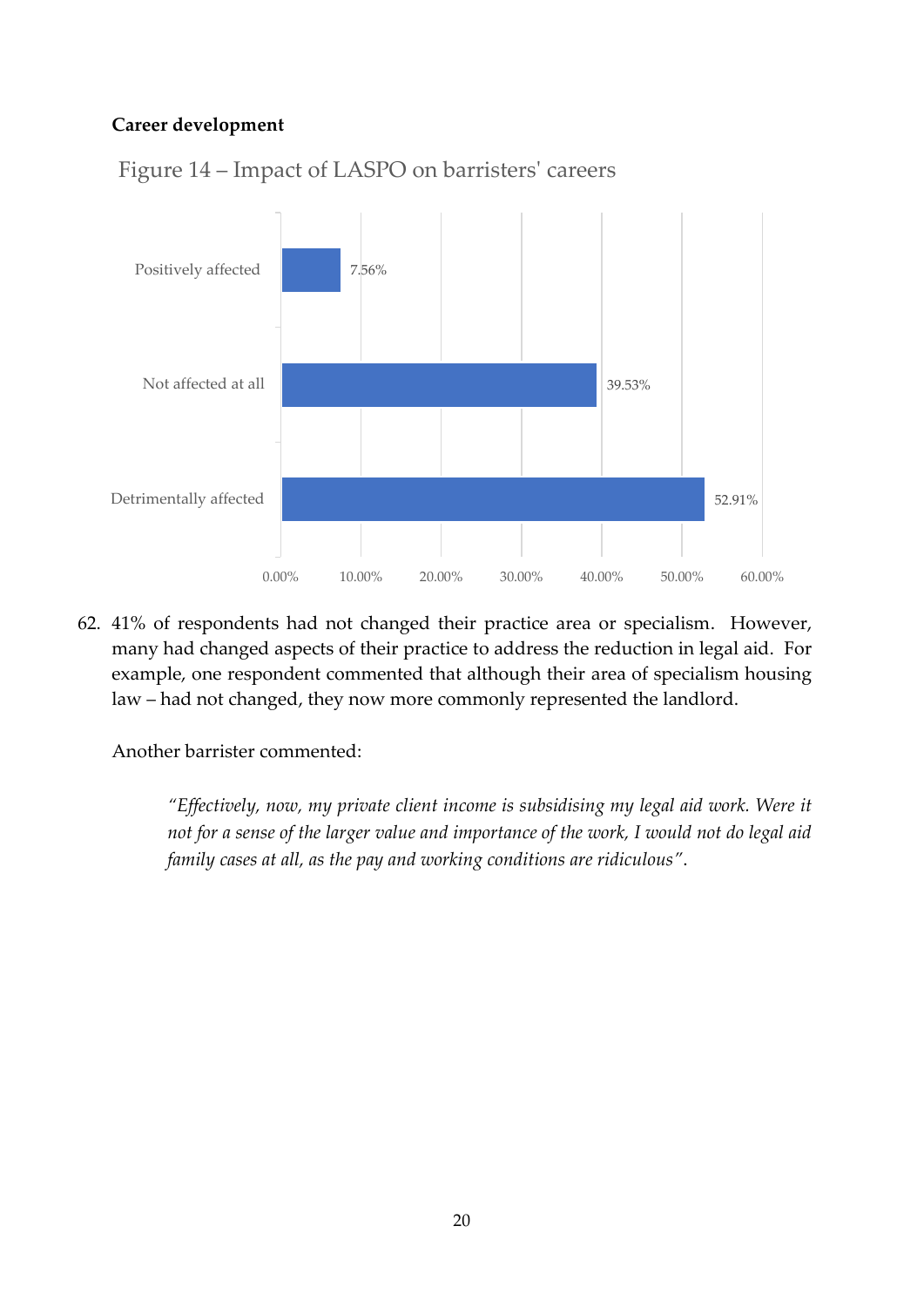**Career development**

Figure 14 – Impact of LASPO on barristers' careers

| Category | Percentage |
|---|---|
| Positively affected | 7.56% |
| Not affected at all | 39.53% |
| Detrimentally affected | 52.91% |

62. 41% of respondents had not changed their practice area or specialism. However, many had changed aspects of their practice to address the reduction in legal aid. For example, one respondent commented that although their area of specialism housing law – had not changed, they now more commonly represented the landlord.

    Another barrister commented:

    > *"Effectively, now, my private client income is subsidising my legal aid work. Were it not for a sense of the larger value and importance of the work, I would not do legal aid family cases at all, as the pay and working conditions are ridiculous"*.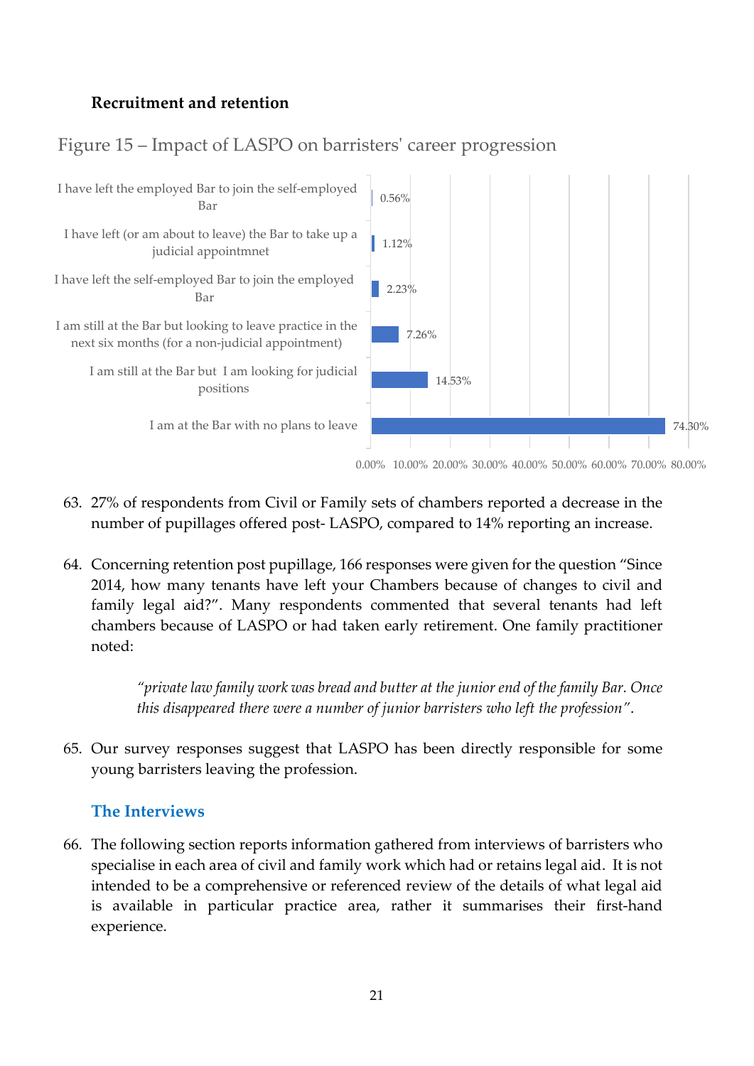**Recruitment and retention**

Figure 15 – Impact of LASPO on barristers' career progression

| Response | Percentage |
|---|---|
| I have left the employed Bar to join the self-employed Bar | 0.56% |
| I have left (or am about to leave) the Bar to take up a judicial appointmnet | 1.12% |
| I have left the self-employed Bar to join the employed Bar | 2.23% |
| I am still at the Bar but looking to leave practice in the next six months (for a non-judicial appointment) | 7.26% |
| I am still at the Bar but I am looking for judicial positions | 14.53% |
| I am at the Bar with no plans to leave | 74.30% |

63. 27% of respondents from Civil or Family sets of chambers reported a decrease in the number of pupillages offered post- LASPO, compared to 14% reporting an increase.

64. Concerning retention post pupillage, 166 responses were given for the question "Since 2014, how many tenants have left your Chambers because of changes to civil and family legal aid?". Many respondents commented that several tenants had left chambers because of LASPO or had taken early retirement. One family practitioner noted:

> *"private law family work was bread and butter at the junior end of the family Bar. Once this disappeared there were a number of junior barristers who left the profession"*.

65. Our survey responses suggest that LASPO has been directly responsible for some young barristers leaving the profession.

## The Interviews

66. The following section reports information gathered from interviews of barristers who specialise in each area of civil and family work which had or retains legal aid. It is not intended to be a comprehensive or referenced review of the details of what legal aid is available in particular practice area, rather it summarises their first-hand experience.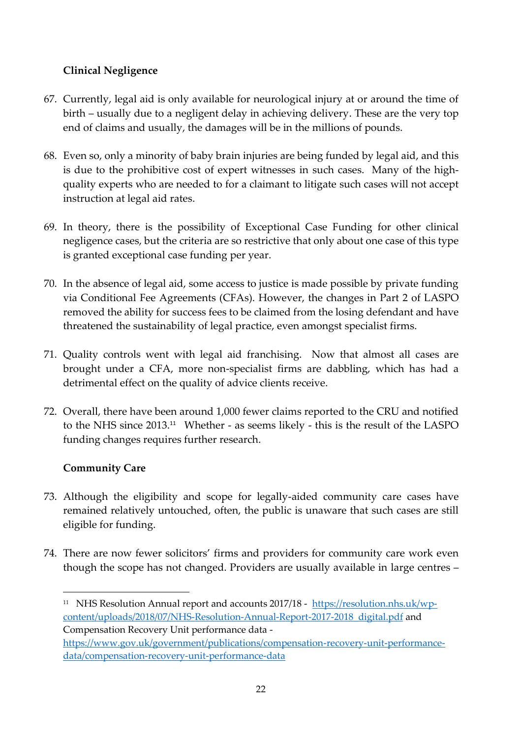**Clinical Negligence**

67. Currently, legal aid is only available for neurological injury at or around the time of birth – usually due to a negligent delay in achieving delivery. These are the very top end of claims and usually, the damages will be in the millions of pounds.

68. Even so, only a minority of baby brain injuries are being funded by legal aid, and this is due to the prohibitive cost of expert witnesses in such cases. Many of the high-quality experts who are needed to for a claimant to litigate such cases will not accept instruction at legal aid rates.

69. In theory, there is the possibility of Exceptional Case Funding for other clinical negligence cases, but the criteria are so restrictive that only about one case of this type is granted exceptional case funding per year.

70. In the absence of legal aid, some access to justice is made possible by private funding via Conditional Fee Agreements (CFAs). However, the changes in Part 2 of LASPO removed the ability for success fees to be claimed from the losing defendant and have threatened the sustainability of legal practice, even amongst specialist firms.

71. Quality controls went with legal aid franchising. Now that almost all cases are brought under a CFA, more non-specialist firms are dabbling, which has had a detrimental effect on the quality of advice clients receive.

72. Overall, there have been around 1,000 fewer claims reported to the CRU and notified to the NHS since 2013.[11] Whether - as seems likely - this is the result of the LASPO funding changes requires further research.

**Community Care**

73. Although the eligibility and scope for legally-aided community care cases have remained relatively untouched, often, the public is unaware that such cases are still eligible for funding.

74. There are now fewer solicitors' firms and providers for community care work even though the scope has not changed. Providers are usually available in large centres –

---

[11] NHS Resolution Annual report and accounts 2017/18 - https://resolution.nhs.uk/wp-content/uploads/2018/07/NHS-Resolution-Annual-Report-2017-2018_digital.pdf and Compensation Recovery Unit performance data - https://www.gov.uk/government/publications/compensation-recovery-unit-performance-data/compensation-recovery-unit-performance-data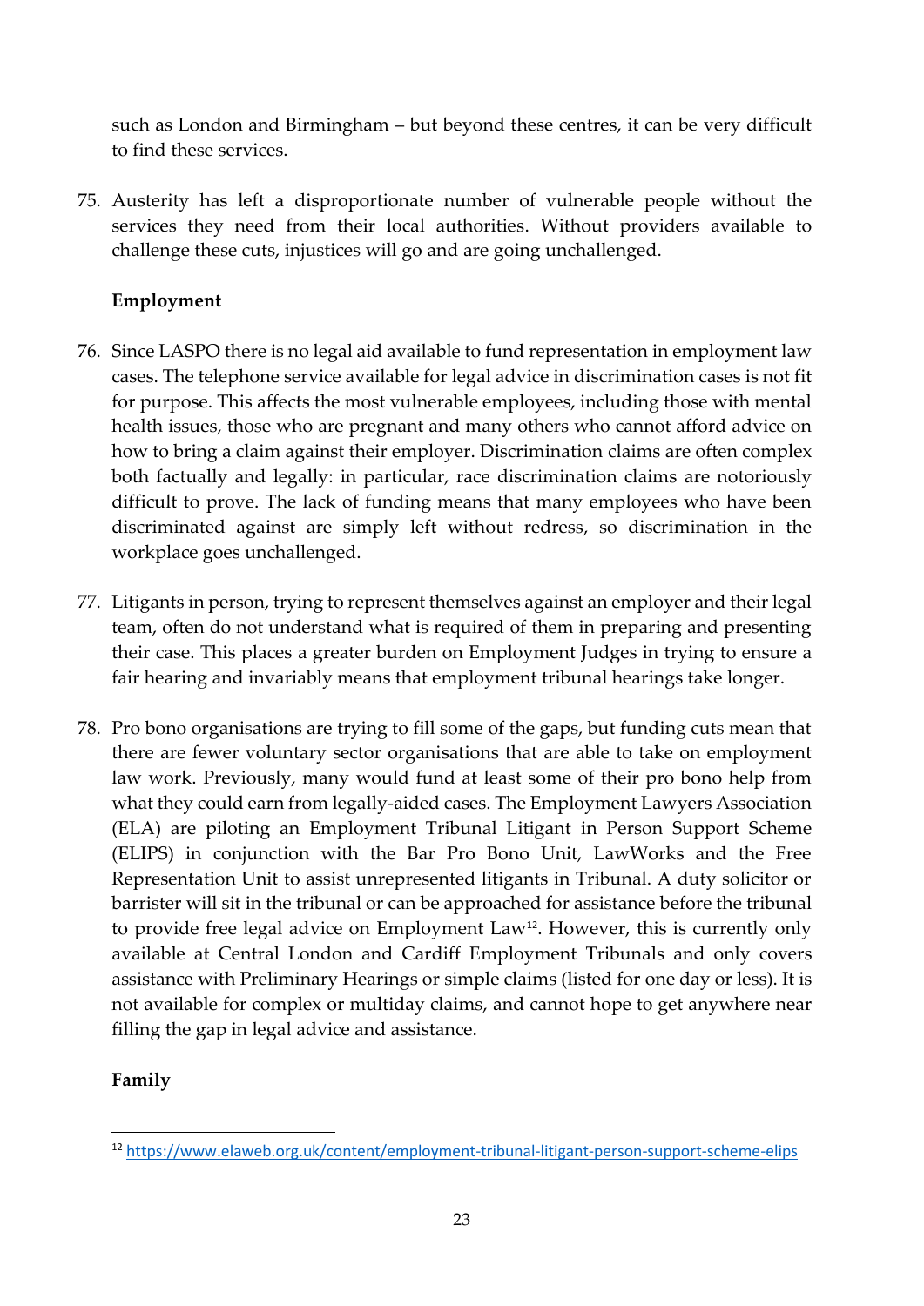such as London and Birmingham – but beyond these centres, it can be very difficult to find these services.

75. Austerity has left a disproportionate number of vulnerable people without the services they need from their local authorities. Without providers available to challenge these cuts, injustices will go and are going unchallenged.

**Employment**

76. Since LASPO there is no legal aid available to fund representation in employment law cases. The telephone service available for legal advice in discrimination cases is not fit for purpose. This affects the most vulnerable employees, including those with mental health issues, those who are pregnant and many others who cannot afford advice on how to bring a claim against their employer. Discrimination claims are often complex both factually and legally: in particular, race discrimination claims are notoriously difficult to prove. The lack of funding means that many employees who have been discriminated against are simply left without redress, so discrimination in the workplace goes unchallenged.

77. Litigants in person, trying to represent themselves against an employer and their legal team, often do not understand what is required of them in preparing and presenting their case. This places a greater burden on Employment Judges in trying to ensure a fair hearing and invariably means that employment tribunal hearings take longer.

78. Pro bono organisations are trying to fill some of the gaps, but funding cuts mean that there are fewer voluntary sector organisations that are able to take on employment law work. Previously, many would fund at least some of their pro bono help from what they could earn from legally-aided cases. The Employment Lawyers Association (ELA) are piloting an Employment Tribunal Litigant in Person Support Scheme (ELIPS) in conjunction with the Bar Pro Bono Unit, LawWorks and the Free Representation Unit to assist unrepresented litigants in Tribunal. A duty solicitor or barrister will sit in the tribunal or can be approached for assistance before the tribunal to provide free legal advice on Employment Law[12]. However, this is currently only available at Central London and Cardiff Employment Tribunals and only covers assistance with Preliminary Hearings or simple claims (listed for one day or less). It is not available for complex or multiday claims, and cannot hope to get anywhere near filling the gap in legal advice and assistance.

**Family**

[12] https://www.elaweb.org.uk/content/employment-tribunal-litigant-person-support-scheme-elips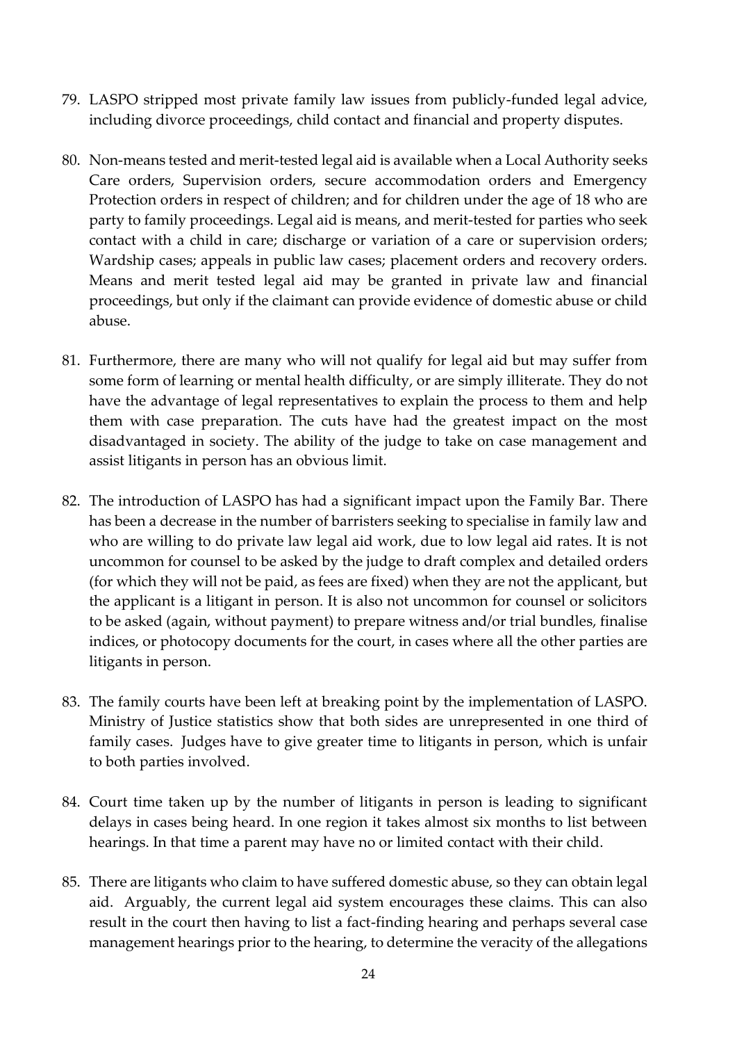79. LASPO stripped most private family law issues from publicly-funded legal advice, including divorce proceedings, child contact and financial and property disputes.

80. Non-means tested and merit-tested legal aid is available when a Local Authority seeks Care orders, Supervision orders, secure accommodation orders and Emergency Protection orders in respect of children; and for children under the age of 18 who are party to family proceedings. Legal aid is means, and merit-tested for parties who seek contact with a child in care; discharge or variation of a care or supervision orders; Wardship cases; appeals in public law cases; placement orders and recovery orders. Means and merit tested legal aid may be granted in private law and financial proceedings, but only if the claimant can provide evidence of domestic abuse or child abuse.

81. Furthermore, there are many who will not qualify for legal aid but may suffer from some form of learning or mental health difficulty, or are simply illiterate. They do not have the advantage of legal representatives to explain the process to them and help them with case preparation. The cuts have had the greatest impact on the most disadvantaged in society. The ability of the judge to take on case management and assist litigants in person has an obvious limit.

82. The introduction of LASPO has had a significant impact upon the Family Bar. There has been a decrease in the number of barristers seeking to specialise in family law and who are willing to do private law legal aid work, due to low legal aid rates. It is not uncommon for counsel to be asked by the judge to draft complex and detailed orders (for which they will not be paid, as fees are fixed) when they are not the applicant, but the applicant is a litigant in person. It is also not uncommon for counsel or solicitors to be asked (again, without payment) to prepare witness and/or trial bundles, finalise indices, or photocopy documents for the court, in cases where all the other parties are litigants in person.

83. The family courts have been left at breaking point by the implementation of LASPO. Ministry of Justice statistics show that both sides are unrepresented in one third of family cases. Judges have to give greater time to litigants in person, which is unfair to both parties involved.

84. Court time taken up by the number of litigants in person is leading to significant delays in cases being heard. In one region it takes almost six months to list between hearings. In that time a parent may have no or limited contact with their child.

85. There are litigants who claim to have suffered domestic abuse, so they can obtain legal aid. Arguably, the current legal aid system encourages these claims. This can also result in the court then having to list a fact-finding hearing and perhaps several case management hearings prior to the hearing, to determine the veracity of the allegations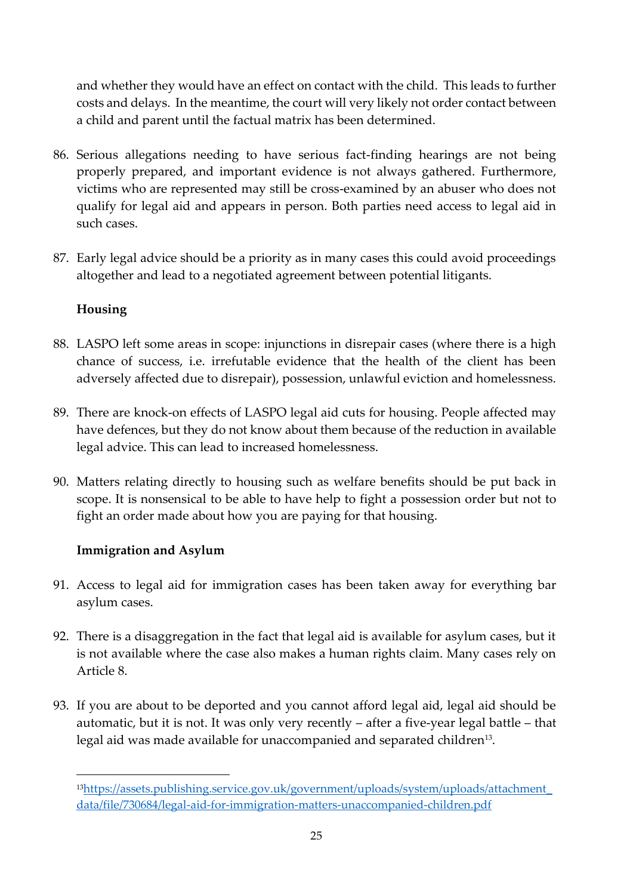and whether they would have an effect on contact with the child. This leads to further costs and delays. In the meantime, the court will very likely not order contact between a child and parent until the factual matrix has been determined.

86. Serious allegations needing to have serious fact-finding hearings are not being properly prepared, and important evidence is not always gathered. Furthermore, victims who are represented may still be cross-examined by an abuser who does not qualify for legal aid and appears in person. Both parties need access to legal aid in such cases.

87. Early legal advice should be a priority as in many cases this could avoid proceedings altogether and lead to a negotiated agreement between potential litigants.

**Housing**

88. LASPO left some areas in scope: injunctions in disrepair cases (where there is a high chance of success, i.e. irrefutable evidence that the health of the client has been adversely affected due to disrepair), possession, unlawful eviction and homelessness.

89. There are knock-on effects of LASPO legal aid cuts for housing. People affected may have defences, but they do not know about them because of the reduction in available legal advice. This can lead to increased homelessness.

90. Matters relating directly to housing such as welfare benefits should be put back in scope. It is nonsensical to be able to have help to fight a possession order but not to fight an order made about how you are paying for that housing.

**Immigration and Asylum**

91. Access to legal aid for immigration cases has been taken away for everything bar asylum cases.

92. There is a disaggregation in the fact that legal aid is available for asylum cases, but it is not available where the case also makes a human rights claim. Many cases rely on Article 8.

93. If you are about to be deported and you cannot afford legal aid, legal aid should be automatic, but it is not. It was only very recently – after a five-year legal battle – that legal aid was made available for unaccompanied and separated children[13].

---

[13] https://assets.publishing.service.gov.uk/government/uploads/system/uploads/attachment_data/file/730684/legal-aid-for-immigration-matters-unaccompanied-children.pdf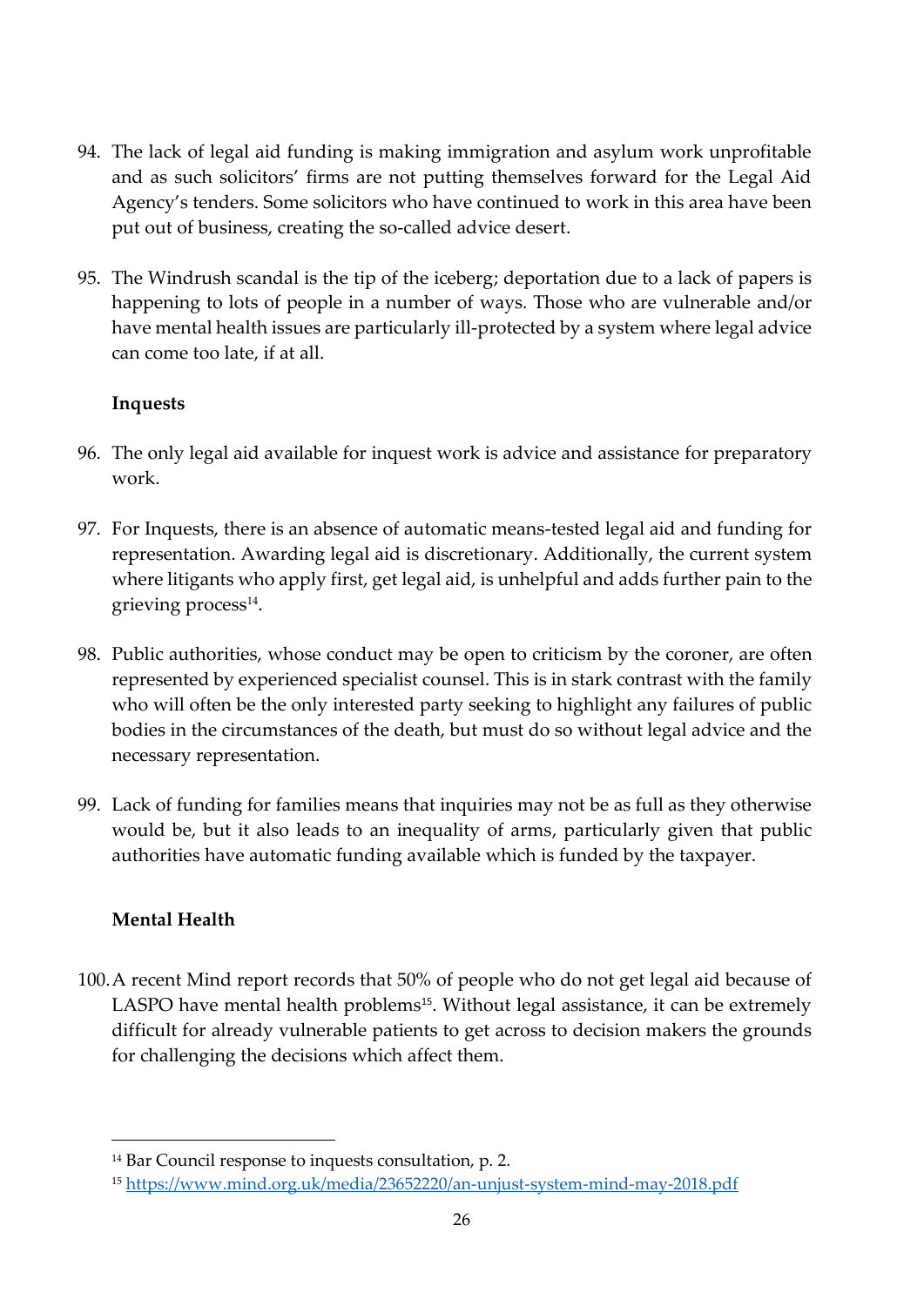94. The lack of legal aid funding is making immigration and asylum work unprofitable and as such solicitors' firms are not putting themselves forward for the Legal Aid Agency's tenders. Some solicitors who have continued to work in this area have been put out of business, creating the so-called advice desert.

95. The Windrush scandal is the tip of the iceberg; deportation due to a lack of papers is happening to lots of people in a number of ways. Those who are vulnerable and/or have mental health issues are particularly ill-protected by a system where legal advice can come too late, if at all.

**Inquests**

96. The only legal aid available for inquest work is advice and assistance for preparatory work.

97. For Inquests, there is an absence of automatic means-tested legal aid and funding for representation. Awarding legal aid is discretionary. Additionally, the current system where litigants who apply first, get legal aid, is unhelpful and adds further pain to the grieving process[14].

98. Public authorities, whose conduct may be open to criticism by the coroner, are often represented by experienced specialist counsel. This is in stark contrast with the family who will often be the only interested party seeking to highlight any failures of public bodies in the circumstances of the death, but must do so without legal advice and the necessary representation.

99. Lack of funding for families means that inquiries may not be as full as they otherwise would be, but it also leads to an inequality of arms, particularly given that public authorities have automatic funding available which is funded by the taxpayer.

**Mental Health**

100. A recent Mind report records that 50% of people who do not get legal aid because of LASPO have mental health problems[15]. Without legal assistance, it can be extremely difficult for already vulnerable patients to get across to decision makers the grounds for challenging the decisions which affect them.

---

[14] Bar Council response to inquests consultation, p. 2.

[15] https://www.mind.org.uk/media/23652220/an-unjust-system-mind-may-2018.pdf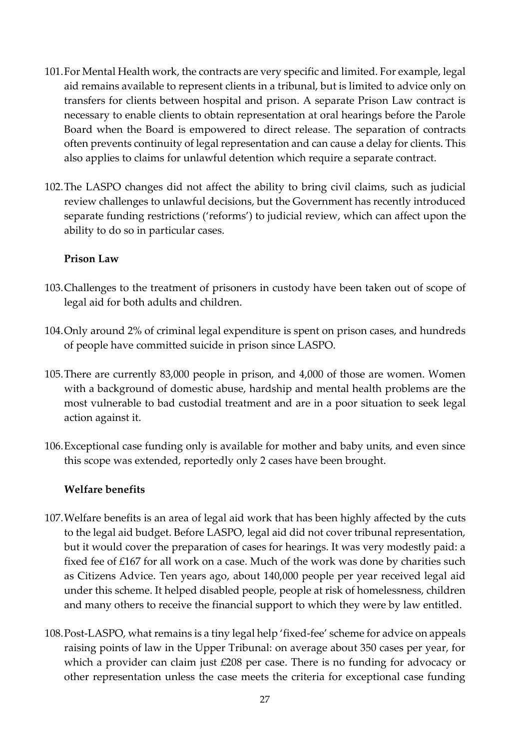101. For Mental Health work, the contracts are very specific and limited. For example, legal aid remains available to represent clients in a tribunal, but is limited to advice only on transfers for clients between hospital and prison. A separate Prison Law contract is necessary to enable clients to obtain representation at oral hearings before the Parole Board when the Board is empowered to direct release. The separation of contracts often prevents continuity of legal representation and can cause a delay for clients. This also applies to claims for unlawful detention which require a separate contract.

102. The LASPO changes did not affect the ability to bring civil claims, such as judicial review challenges to unlawful decisions, but the Government has recently introduced separate funding restrictions ('reforms') to judicial review, which can affect upon the ability to do so in particular cases.

**Prison Law**

103. Challenges to the treatment of prisoners in custody have been taken out of scope of legal aid for both adults and children.

104. Only around 2% of criminal legal expenditure is spent on prison cases, and hundreds of people have committed suicide in prison since LASPO.

105. There are currently 83,000 people in prison, and 4,000 of those are women. Women with a background of domestic abuse, hardship and mental health problems are the most vulnerable to bad custodial treatment and are in a poor situation to seek legal action against it.

106. Exceptional case funding only is available for mother and baby units, and even since this scope was extended, reportedly only 2 cases have been brought.

**Welfare benefits**

107. Welfare benefits is an area of legal aid work that has been highly affected by the cuts to the legal aid budget. Before LASPO, legal aid did not cover tribunal representation, but it would cover the preparation of cases for hearings. It was very modestly paid: a fixed fee of £167 for all work on a case. Much of the work was done by charities such as Citizens Advice. Ten years ago, about 140,000 people per year received legal aid under this scheme. It helped disabled people, people at risk of homelessness, children and many others to receive the financial support to which they were by law entitled.

108. Post-LASPO, what remains is a tiny legal help 'fixed-fee' scheme for advice on appeals raising points of law in the Upper Tribunal: on average about 350 cases per year, for which a provider can claim just £208 per case. There is no funding for advocacy or other representation unless the case meets the criteria for exceptional case funding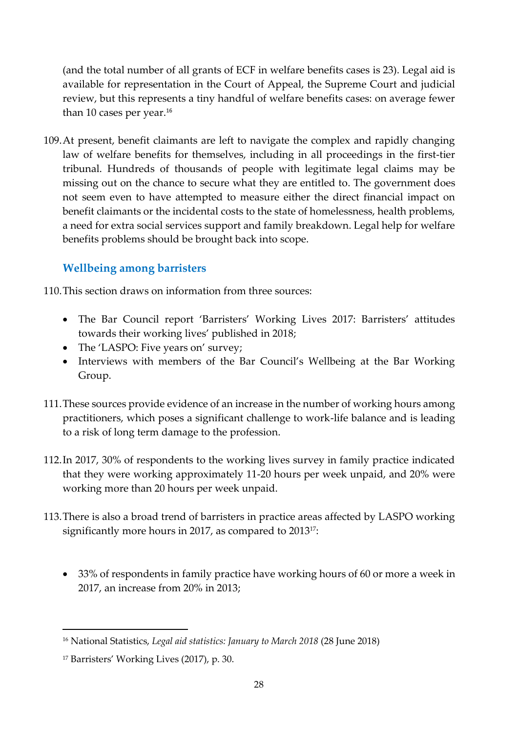(and the total number of all grants of ECF in welfare benefits cases is 23). Legal aid is available for representation in the Court of Appeal, the Supreme Court and judicial review, but this represents a tiny handful of welfare benefits cases: on average fewer than 10 cases per year.[16]

109. At present, benefit claimants are left to navigate the complex and rapidly changing law of welfare benefits for themselves, including in all proceedings in the first-tier tribunal. Hundreds of thousands of people with legitimate legal claims may be missing out on the chance to secure what they are entitled to. The government does not seem even to have attempted to measure either the direct financial impact on benefit claimants or the incidental costs to the state of homelessness, health problems, a need for extra social services support and family breakdown. Legal help for welfare benefits problems should be brought back into scope.

### Wellbeing among barristers

110. This section draws on information from three sources:

- The Bar Council report 'Barristers' Working Lives 2017: Barristers' attitudes towards their working lives' published in 2018;
- The 'LASPO: Five years on' survey;
- Interviews with members of the Bar Council's Wellbeing at the Bar Working Group.

111. These sources provide evidence of an increase in the number of working hours among practitioners, which poses a significant challenge to work-life balance and is leading to a risk of long term damage to the profession.

112. In 2017, 30% of respondents to the working lives survey in family practice indicated that they were working approximately 11-20 hours per week unpaid, and 20% were working more than 20 hours per week unpaid.

113. There is also a broad trend of barristers in practice areas affected by LASPO working significantly more hours in 2017, as compared to 2013[17]:

- 33% of respondents in family practice have working hours of 60 or more a week in 2017, an increase from 20% in 2013;

---

[16] National Statistics, *Legal aid statistics: January to March 2018* (28 June 2018)

[17] Barristers' Working Lives (2017), p. 30.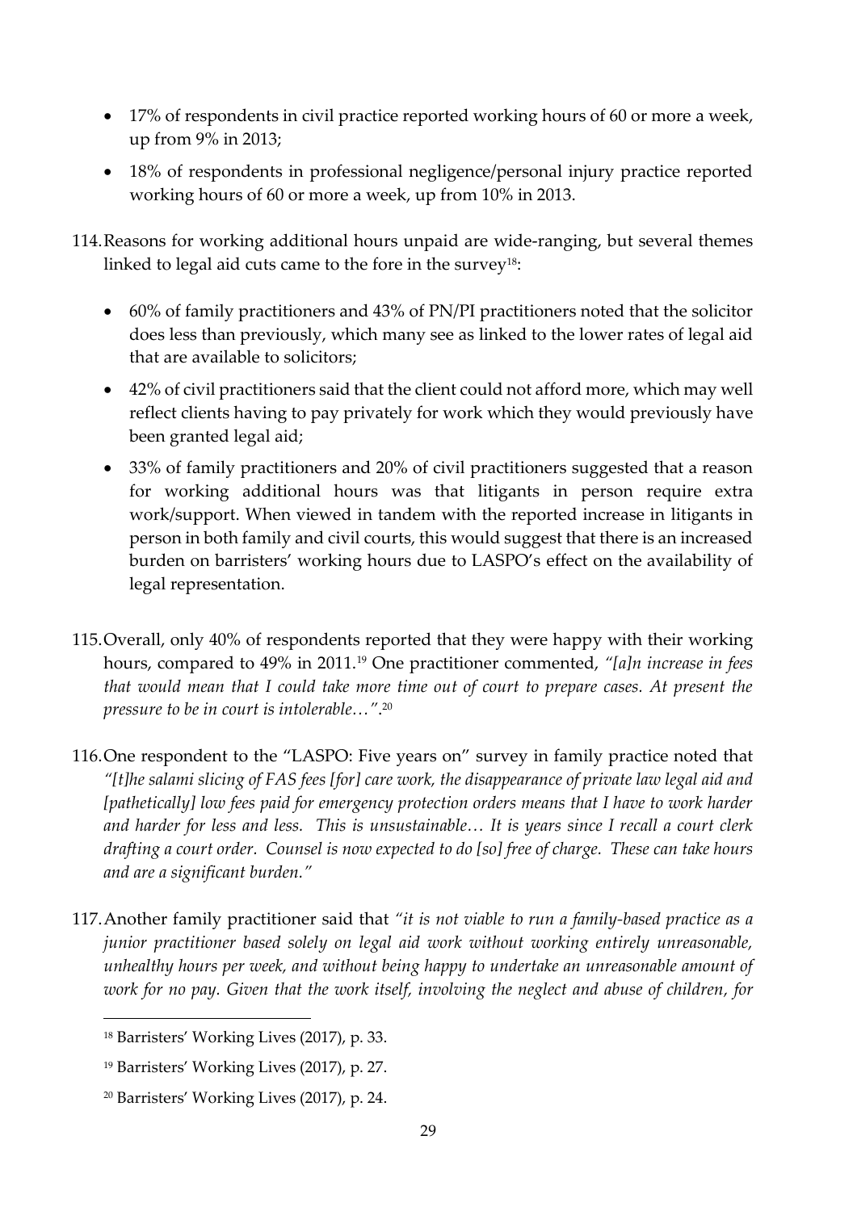- 17% of respondents in civil practice reported working hours of 60 or more a week, up from 9% in 2013;
- 18% of respondents in professional negligence/personal injury practice reported working hours of 60 or more a week, up from 10% in 2013.

114. Reasons for working additional hours unpaid are wide-ranging, but several themes linked to legal aid cuts came to the fore in the survey[18]:

- 60% of family practitioners and 43% of PN/PI practitioners noted that the solicitor does less than previously, which many see as linked to the lower rates of legal aid that are available to solicitors;
- 42% of civil practitioners said that the client could not afford more, which may well reflect clients having to pay privately for work which they would previously have been granted legal aid;
- 33% of family practitioners and 20% of civil practitioners suggested that a reason for working additional hours was that litigants in person require extra work/support. When viewed in tandem with the reported increase in litigants in person in both family and civil courts, this would suggest that there is an increased burden on barristers' working hours due to LASPO's effect on the availability of legal representation.

115. Overall, only 40% of respondents reported that they were happy with their working hours, compared to 49% in 2011.[19] One practitioner commented, *"[a]n increase in fees that would mean that I could take more time out of court to prepare cases. At present the pressure to be in court is intolerable…"*.[20]

116. One respondent to the "LASPO: Five years on" survey in family practice noted that *"[t]he salami slicing of FAS fees [for] care work, the disappearance of private law legal aid and [pathetically] low fees paid for emergency protection orders means that I have to work harder and harder for less and less. This is unsustainable… It is years since I recall a court clerk drafting a court order. Counsel is now expected to do [so] free of charge. These can take hours and are a significant burden."*

117. Another family practitioner said that *"it is not viable to run a family-based practice as a junior practitioner based solely on legal aid work without working entirely unreasonable, unhealthy hours per week, and without being happy to undertake an unreasonable amount of work for no pay. Given that the work itself, involving the neglect and abuse of children, for*

---

[18] Barristers' Working Lives (2017), p. 33.

[19] Barristers' Working Lives (2017), p. 27.

[20] Barristers' Working Lives (2017), p. 24.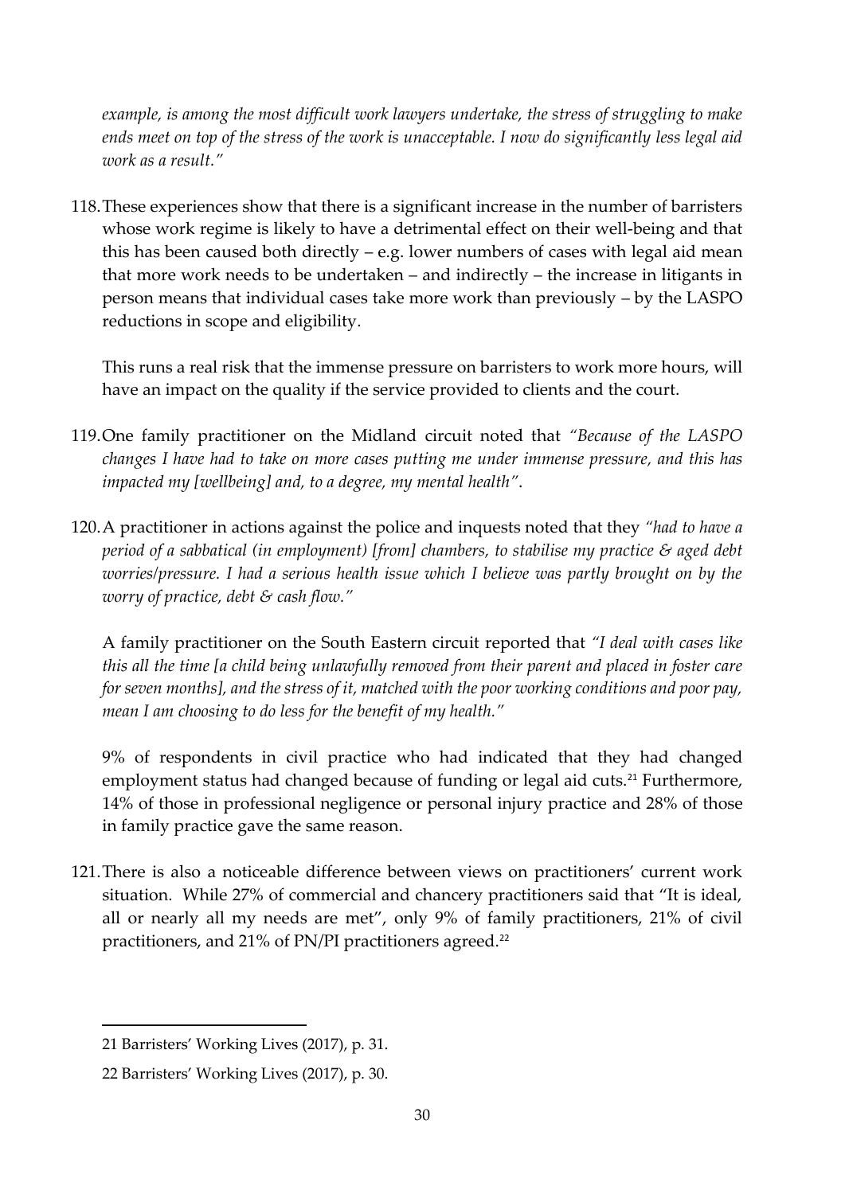*example, is among the most difficult work lawyers undertake, the stress of struggling to make ends meet on top of the stress of the work is unacceptable. I now do significantly less legal aid work as a result."*

118. These experiences show that there is a significant increase in the number of barristers whose work regime is likely to have a detrimental effect on their well-being and that this has been caused both directly – e.g. lower numbers of cases with legal aid mean that more work needs to be undertaken – and indirectly – the increase in litigants in person means that individual cases take more work than previously – by the LASPO reductions in scope and eligibility.

    This runs a real risk that the immense pressure on barristers to work more hours, will have an impact on the quality if the service provided to clients and the court.

119. One family practitioner on the Midland circuit noted that *"Because of the LASPO changes I have had to take on more cases putting me under immense pressure, and this has impacted my [wellbeing] and, to a degree, my mental health"*.

120. A practitioner in actions against the police and inquests noted that they *"had to have a period of a sabbatical (in employment) [from] chambers, to stabilise my practice & aged debt worries/pressure. I had a serious health issue which I believe was partly brought on by the worry of practice, debt & cash flow."*

    A family practitioner on the South Eastern circuit reported that *"I deal with cases like this all the time [a child being unlawfully removed from their parent and placed in foster care for seven months], and the stress of it, matched with the poor working conditions and poor pay, mean I am choosing to do less for the benefit of my health."*

    9% of respondents in civil practice who had indicated that they had changed employment status had changed because of funding or legal aid cuts.[21] Furthermore, 14% of those in professional negligence or personal injury practice and 28% of those in family practice gave the same reason.

121. There is also a noticeable difference between views on practitioners' current work situation. While 27% of commercial and chancery practitioners said that "It is ideal, all or nearly all my needs are met", only 9% of family practitioners, 21% of civil practitioners, and 21% of PN/PI practitioners agreed.[22]

---

21 Barristers' Working Lives (2017), p. 31.

22 Barristers' Working Lives (2017), p. 30.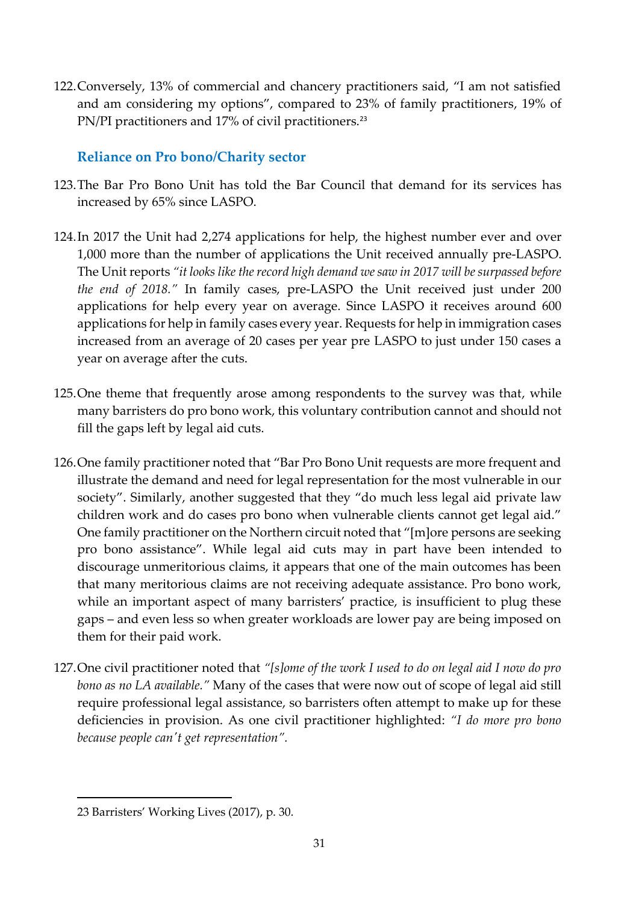122. Conversely, 13% of commercial and chancery practitioners said, "I am not satisfied and am considering my options", compared to 23% of family practitioners, 19% of PN/PI practitioners and 17% of civil practitioners.[23]

### Reliance on Pro bono/Charity sector

123. The Bar Pro Bono Unit has told the Bar Council that demand for its services has increased by 65% since LASPO.

124. In 2017 the Unit had 2,274 applications for help, the highest number ever and over 1,000 more than the number of applications the Unit received annually pre-LASPO. The Unit reports *"it looks like the record high demand we saw in 2017 will be surpassed before the end of 2018."* In family cases, pre-LASPO the Unit received just under 200 applications for help every year on average. Since LASPO it receives around 600 applications for help in family cases every year. Requests for help in immigration cases increased from an average of 20 cases per year pre LASPO to just under 150 cases a year on average after the cuts.

125. One theme that frequently arose among respondents to the survey was that, while many barristers do pro bono work, this voluntary contribution cannot and should not fill the gaps left by legal aid cuts.

126. One family practitioner noted that "Bar Pro Bono Unit requests are more frequent and illustrate the demand and need for legal representation for the most vulnerable in our society". Similarly, another suggested that they "do much less legal aid private law children work and do cases pro bono when vulnerable clients cannot get legal aid." One family practitioner on the Northern circuit noted that "[m]ore persons are seeking pro bono assistance". While legal aid cuts may in part have been intended to discourage unmeritorious claims, it appears that one of the main outcomes has been that many meritorious claims are not receiving adequate assistance. Pro bono work, while an important aspect of many barristers' practice, is insufficient to plug these gaps – and even less so when greater workloads are lower pay are being imposed on them for their paid work.

127. One civil practitioner noted that *"[s]ome of the work I used to do on legal aid I now do pro bono as no LA available."* Many of the cases that were now out of scope of legal aid still require professional legal assistance, so barristers often attempt to make up for these deficiencies in provision. As one civil practitioner highlighted: *"I do more pro bono because people can't get representation".*

---

23 Barristers' Working Lives (2017), p. 30.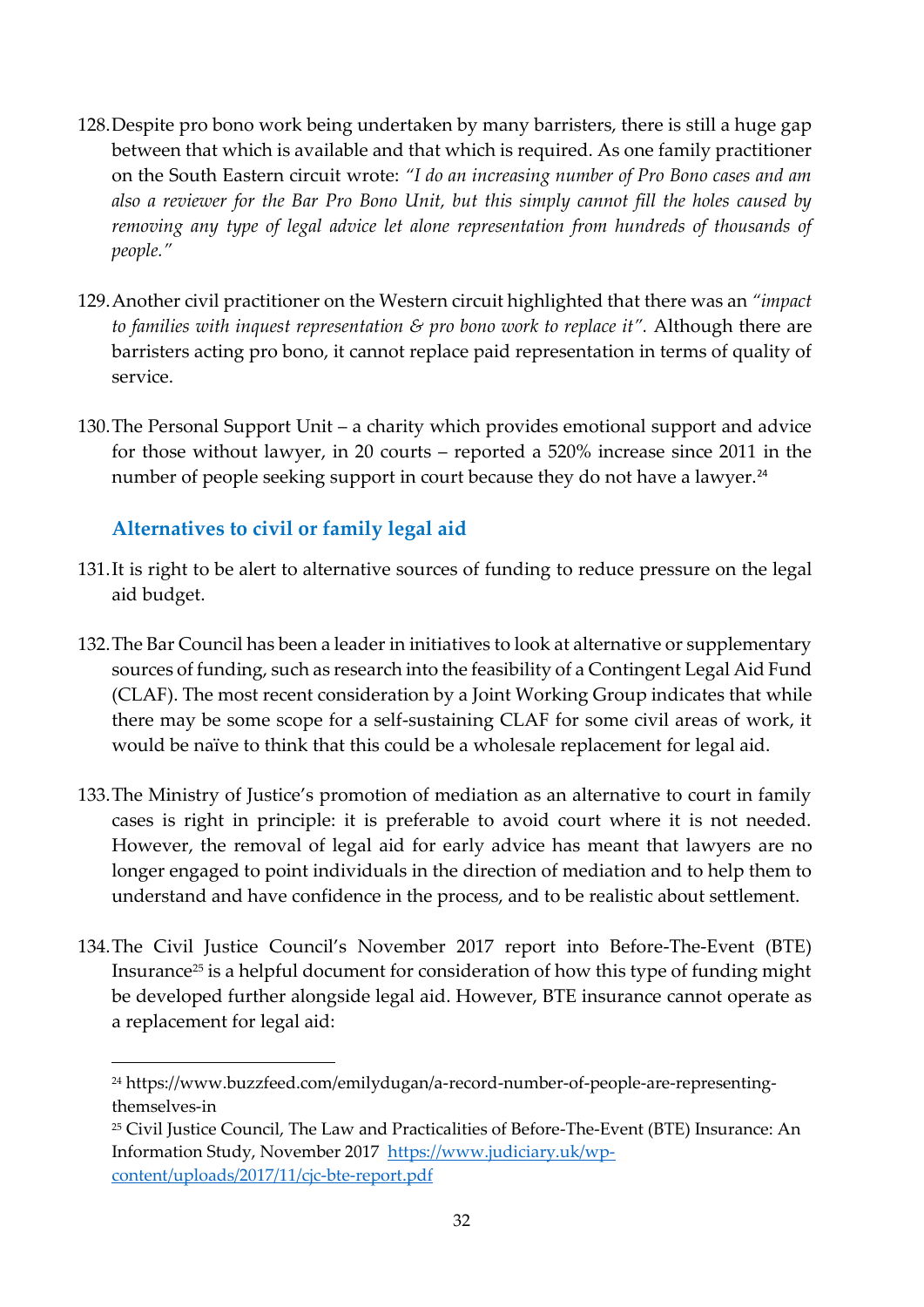128. Despite pro bono work being undertaken by many barristers, there is still a huge gap between that which is available and that which is required. As one family practitioner on the South Eastern circuit wrote: *"I do an increasing number of Pro Bono cases and am also a reviewer for the Bar Pro Bono Unit, but this simply cannot fill the holes caused by removing any type of legal advice let alone representation from hundreds of thousands of people."*

129. Another civil practitioner on the Western circuit highlighted that there was an *"impact to families with inquest representation & pro bono work to replace it".* Although there are barristers acting pro bono, it cannot replace paid representation in terms of quality of service.

130. The Personal Support Unit – a charity which provides emotional support and advice for those without lawyer, in 20 courts – reported a 520% increase since 2011 in the number of people seeking support in court because they do not have a lawyer.[24]

### Alternatives to civil or family legal aid

131. It is right to be alert to alternative sources of funding to reduce pressure on the legal aid budget.

132. The Bar Council has been a leader in initiatives to look at alternative or supplementary sources of funding, such as research into the feasibility of a Contingent Legal Aid Fund (CLAF). The most recent consideration by a Joint Working Group indicates that while there may be some scope for a self-sustaining CLAF for some civil areas of work, it would be naïve to think that this could be a wholesale replacement for legal aid.

133. The Ministry of Justice's promotion of mediation as an alternative to court in family cases is right in principle: it is preferable to avoid court where it is not needed. However, the removal of legal aid for early advice has meant that lawyers are no longer engaged to point individuals in the direction of mediation and to help them to understand and have confidence in the process, and to be realistic about settlement.

134. The Civil Justice Council's November 2017 report into Before-The-Event (BTE) Insurance[25] is a helpful document for consideration of how this type of funding might be developed further alongside legal aid. However, BTE insurance cannot operate as a replacement for legal aid:

---

[24] https://www.buzzfeed.com/emilydugan/a-record-number-of-people-are-representing-themselves-in

[25] Civil Justice Council, The Law and Practicalities of Before-The-Event (BTE) Insurance: An Information Study, November 2017 https://www.judiciary.uk/wp-content/uploads/2017/11/cjc-bte-report.pdf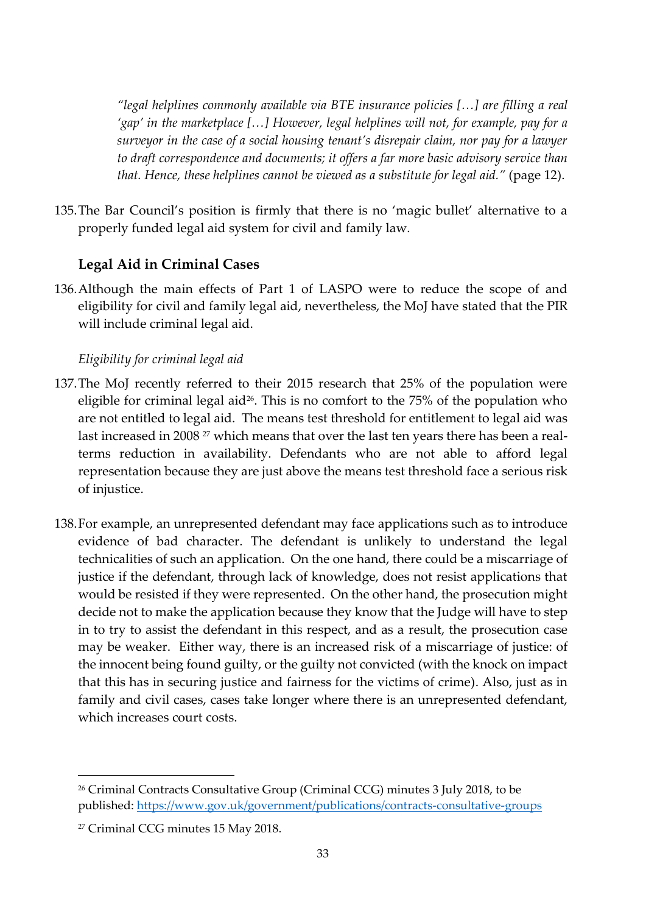*"legal helplines commonly available via BTE insurance policies […] are filling a real 'gap' in the marketplace […] However, legal helplines will not, for example, pay for a surveyor in the case of a social housing tenant's disrepair claim, nor pay for a lawyer to draft correspondence and documents; it offers a far more basic advisory service than that. Hence, these helplines cannot be viewed as a substitute for legal aid."* (page 12).

135. The Bar Council's position is firmly that there is no 'magic bullet' alternative to a properly funded legal aid system for civil and family law.

## Legal Aid in Criminal Cases

136. Although the main effects of Part 1 of LASPO were to reduce the scope of and eligibility for civil and family legal aid, nevertheless, the MoJ have stated that the PIR will include criminal legal aid.

### *Eligibility for criminal legal aid*

137. The MoJ recently referred to their 2015 research that 25% of the population were eligible for criminal legal aid[26]. This is no comfort to the 75% of the population who are not entitled to legal aid. The means test threshold for entitlement to legal aid was last increased in 2008 [27] which means that over the last ten years there has been a real-terms reduction in availability. Defendants who are not able to afford legal representation because they are just above the means test threshold face a serious risk of injustice.

138. For example, an unrepresented defendant may face applications such as to introduce evidence of bad character. The defendant is unlikely to understand the legal technicalities of such an application. On the one hand, there could be a miscarriage of justice if the defendant, through lack of knowledge, does not resist applications that would be resisted if they were represented. On the other hand, the prosecution might decide not to make the application because they know that the Judge will have to step in to try to assist the defendant in this respect, and as a result, the prosecution case may be weaker. Either way, there is an increased risk of a miscarriage of justice: of the innocent being found guilty, or the guilty not convicted (with the knock on impact that this has in securing justice and fairness for the victims of crime). Also, just as in family and civil cases, cases take longer where there is an unrepresented defendant, which increases court costs.

---

[26] Criminal Contracts Consultative Group (Criminal CCG) minutes 3 July 2018, to be published: https://www.gov.uk/government/publications/contracts-consultative-groups

[27] Criminal CCG minutes 15 May 2018.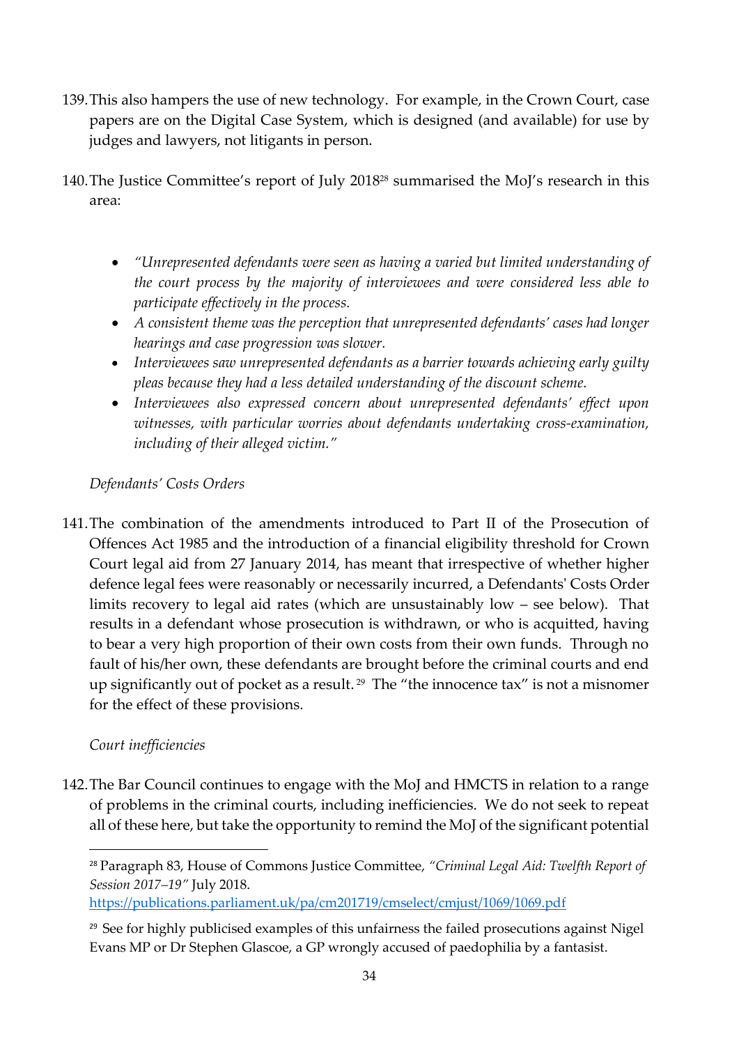139. This also hampers the use of new technology. For example, in the Crown Court, case papers are on the Digital Case System, which is designed (and available) for use by judges and lawyers, not litigants in person.

140. The Justice Committee's report of July 2018[28] summarised the MoJ's research in this area:

- *"Unrepresented defendants were seen as having a varied but limited understanding of the court process by the majority of interviewees and were considered less able to participate effectively in the process.*
- *A consistent theme was the perception that unrepresented defendants' cases had longer hearings and case progression was slower.*
- *Interviewees saw unrepresented defendants as a barrier towards achieving early guilty pleas because they had a less detailed understanding of the discount scheme.*
- *Interviewees also expressed concern about unrepresented defendants' effect upon witnesses, with particular worries about defendants undertaking cross-examination, including of their alleged victim."*

*Defendants' Costs Orders*

141. The combination of the amendments introduced to Part II of the Prosecution of Offences Act 1985 and the introduction of a financial eligibility threshold for Crown Court legal aid from 27 January 2014, has meant that irrespective of whether higher defence legal fees were reasonably or necessarily incurred, a Defendants' Costs Order limits recovery to legal aid rates (which are unsustainably low – see below). That results in a defendant whose prosecution is withdrawn, or who is acquitted, having to bear a very high proportion of their own costs from their own funds. Through no fault of his/her own, these defendants are brought before the criminal courts and end up significantly out of pocket as a result.[29] The "the innocence tax" is not a misnomer for the effect of these provisions.

*Court inefficiencies*

142. The Bar Council continues to engage with the MoJ and HMCTS in relation to a range of problems in the criminal courts, including inefficiencies. We do not seek to repeat all of these here, but take the opportunity to remind the MoJ of the significant potential

---

[28] Paragraph 83, House of Commons Justice Committee, *"Criminal Legal Aid: Twelfth Report of Session 2017–19"* July 2018. https://publications.parliament.uk/pa/cm201719/cmselect/cmjust/1069/1069.pdf

[29] See for highly publicised examples of this unfairness the failed prosecutions against Nigel Evans MP or Dr Stephen Glascoe, a GP wrongly accused of paedophilia by a fantasist.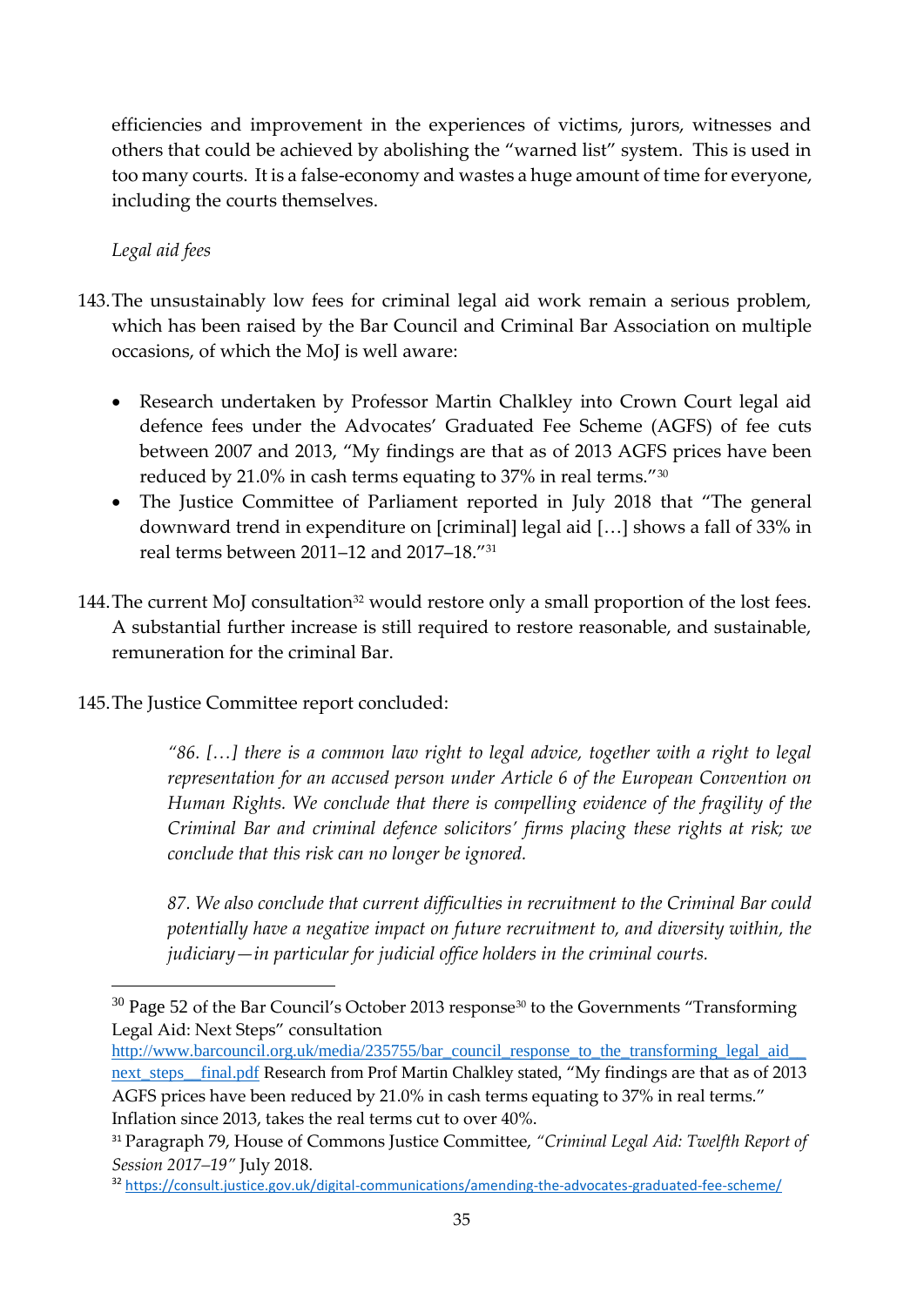efficiencies and improvement in the experiences of victims, jurors, witnesses and others that could be achieved by abolishing the "warned list" system. This is used in too many courts. It is a false-economy and wastes a huge amount of time for everyone, including the courts themselves.

*Legal aid fees*

143. The unsustainably low fees for criminal legal aid work remain a serious problem, which has been raised by the Bar Council and Criminal Bar Association on multiple occasions, of which the MoJ is well aware:

- Research undertaken by Professor Martin Chalkley into Crown Court legal aid defence fees under the Advocates' Graduated Fee Scheme (AGFS) of fee cuts between 2007 and 2013, "My findings are that as of 2013 AGFS prices have been reduced by 21.0% in cash terms equating to 37% in real terms."[30]
- The Justice Committee of Parliament reported in July 2018 that "The general downward trend in expenditure on [criminal] legal aid […] shows a fall of 33% in real terms between 2011–12 and 2017–18."[31]

144. The current MoJ consultation[32] would restore only a small proportion of the lost fees. A substantial further increase is still required to restore reasonable, and sustainable, remuneration for the criminal Bar.

145. The Justice Committee report concluded:

> *"86. […] there is a common law right to legal advice, together with a right to legal representation for an accused person under Article 6 of the European Convention on Human Rights. We conclude that there is compelling evidence of the fragility of the Criminal Bar and criminal defence solicitors' firms placing these rights at risk; we conclude that this risk can no longer be ignored.*
>
> *87. We also conclude that current difficulties in recruitment to the Criminal Bar could potentially have a negative impact on future recruitment to, and diversity within, the judiciary—in particular for judicial office holders in the criminal courts.*

---

[30] Page 52 of the Bar Council's October 2013 response[30] to the Governments "Transforming Legal Aid: Next Steps" consultation http://www.barcouncil.org.uk/media/235755/bar_council_response_to_the_transforming_legal_aid__next_steps__final.pdf Research from Prof Martin Chalkley stated, "My findings are that as of 2013 AGFS prices have been reduced by 21.0% in cash terms equating to 37% in real terms." Inflation since 2013, takes the real terms cut to over 40%.

[31] Paragraph 79, House of Commons Justice Committee, *"Criminal Legal Aid: Twelfth Report of Session 2017–19"* July 2018.

[32] https://consult.justice.gov.uk/digital-communications/amending-the-advocates-graduated-fee-scheme/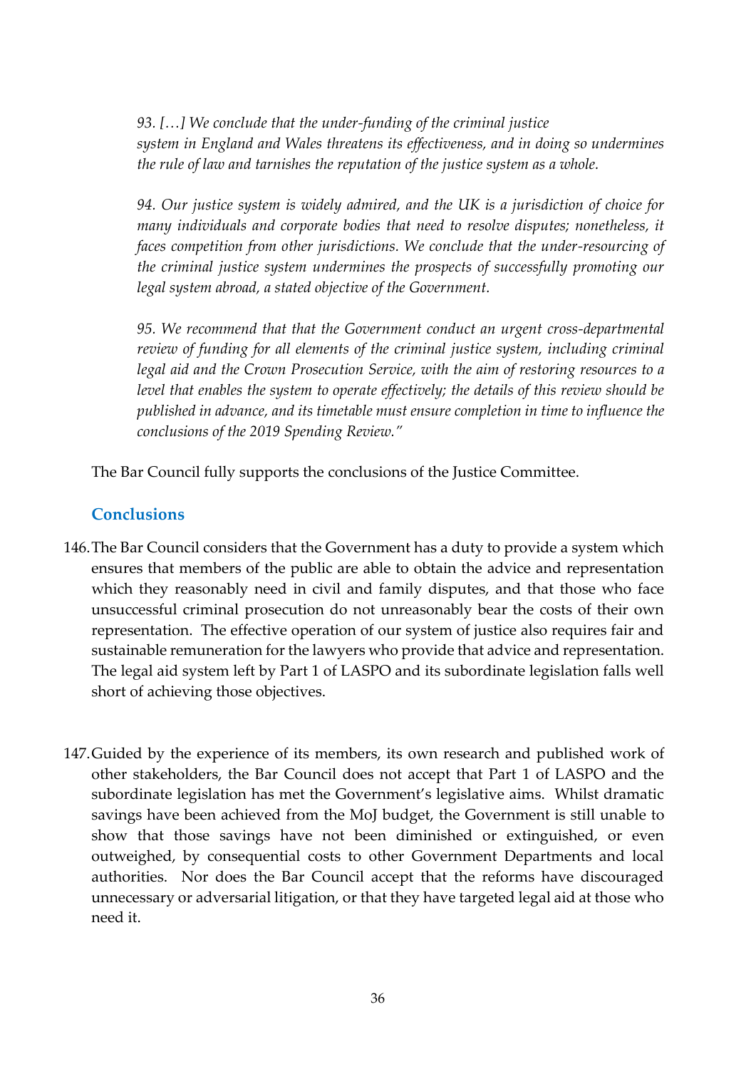> *93. […] We conclude that the under-funding of the criminal justice system in England and Wales threatens its effectiveness, and in doing so undermines the rule of law and tarnishes the reputation of the justice system as a whole.*
>
> *94. Our justice system is widely admired, and the UK is a jurisdiction of choice for many individuals and corporate bodies that need to resolve disputes; nonetheless, it faces competition from other jurisdictions. We conclude that the under-resourcing of the criminal justice system undermines the prospects of successfully promoting our legal system abroad, a stated objective of the Government.*
>
> *95. We recommend that that the Government conduct an urgent cross-departmental review of funding for all elements of the criminal justice system, including criminal legal aid and the Crown Prosecution Service, with the aim of restoring resources to a level that enables the system to operate effectively; the details of this review should be published in advance, and its timetable must ensure completion in time to influence the conclusions of the 2019 Spending Review."*

The Bar Council fully supports the conclusions of the Justice Committee.

## Conclusions

146. The Bar Council considers that the Government has a duty to provide a system which ensures that members of the public are able to obtain the advice and representation which they reasonably need in civil and family disputes, and that those who face unsuccessful criminal prosecution do not unreasonably bear the costs of their own representation. The effective operation of our system of justice also requires fair and sustainable remuneration for the lawyers who provide that advice and representation. The legal aid system left by Part 1 of LASPO and its subordinate legislation falls well short of achieving those objectives.

147. Guided by the experience of its members, its own research and published work of other stakeholders, the Bar Council does not accept that Part 1 of LASPO and the subordinate legislation has met the Government's legislative aims. Whilst dramatic savings have been achieved from the MoJ budget, the Government is still unable to show that those savings have not been diminished or extinguished, or even outweighed, by consequential costs to other Government Departments and local authorities. Nor does the Bar Council accept that the reforms have discouraged unnecessary or adversarial litigation, or that they have targeted legal aid at those who need it.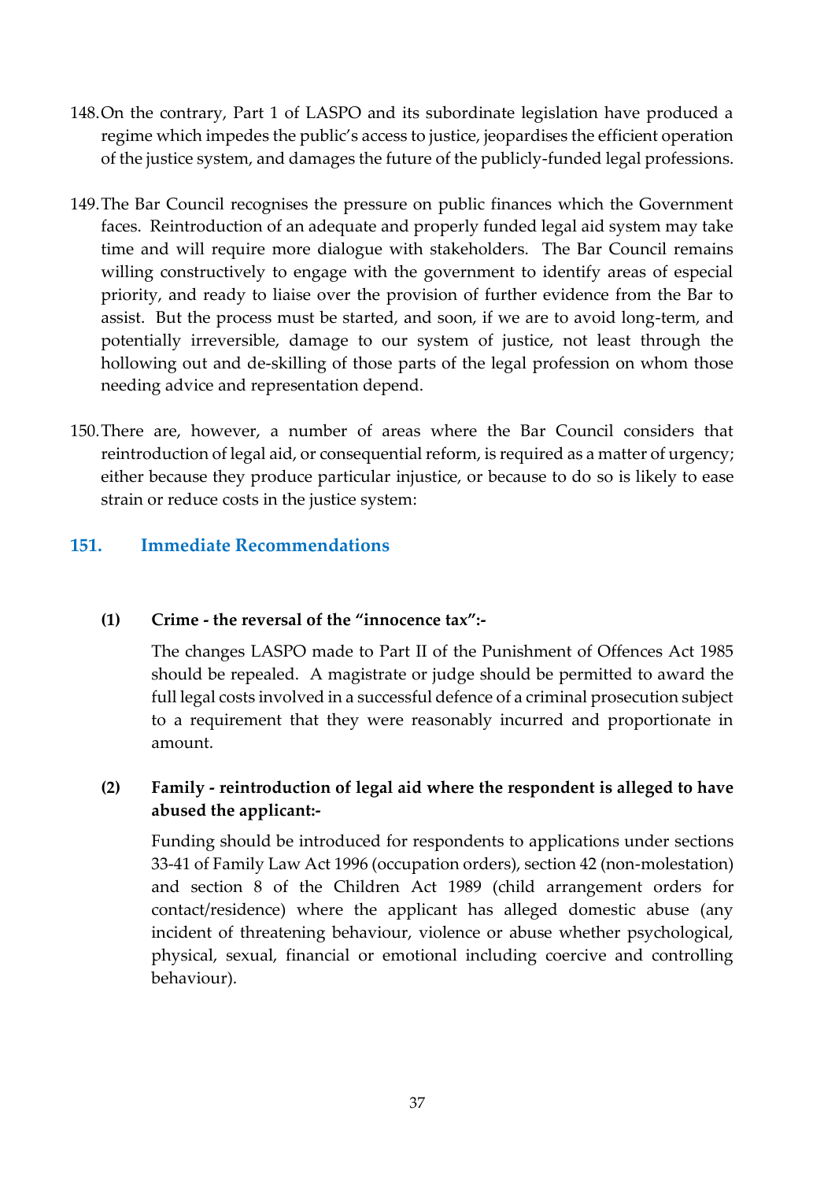148. On the contrary, Part 1 of LASPO and its subordinate legislation have produced a regime which impedes the public's access to justice, jeopardises the efficient operation of the justice system, and damages the future of the publicly-funded legal professions.

149. The Bar Council recognises the pressure on public finances which the Government faces. Reintroduction of an adequate and properly funded legal aid system may take time and will require more dialogue with stakeholders. The Bar Council remains willing constructively to engage with the government to identify areas of especial priority, and ready to liaise over the provision of further evidence from the Bar to assist. But the process must be started, and soon, if we are to avoid long-term, and potentially irreversible, damage to our system of justice, not least through the hollowing out and de-skilling of those parts of the legal profession on whom those needing advice and representation depend.

150. There are, however, a number of areas where the Bar Council considers that reintroduction of legal aid, or consequential reform, is required as a matter of urgency; either because they produce particular injustice, or because to do so is likely to ease strain or reduce costs in the justice system:

## 151. Immediate Recommendations

**(1) Crime - the reversal of the "innocence tax":-**

The changes LASPO made to Part II of the Punishment of Offences Act 1985 should be repealed. A magistrate or judge should be permitted to award the full legal costs involved in a successful defence of a criminal prosecution subject to a requirement that they were reasonably incurred and proportionate in amount.

**(2) Family - reintroduction of legal aid where the respondent is alleged to have abused the applicant:-**

Funding should be introduced for respondents to applications under sections 33-41 of Family Law Act 1996 (occupation orders), section 42 (non-molestation) and section 8 of the Children Act 1989 (child arrangement orders for contact/residence) where the applicant has alleged domestic abuse (any incident of threatening behaviour, violence or abuse whether psychological, physical, sexual, financial or emotional including coercive and controlling behaviour).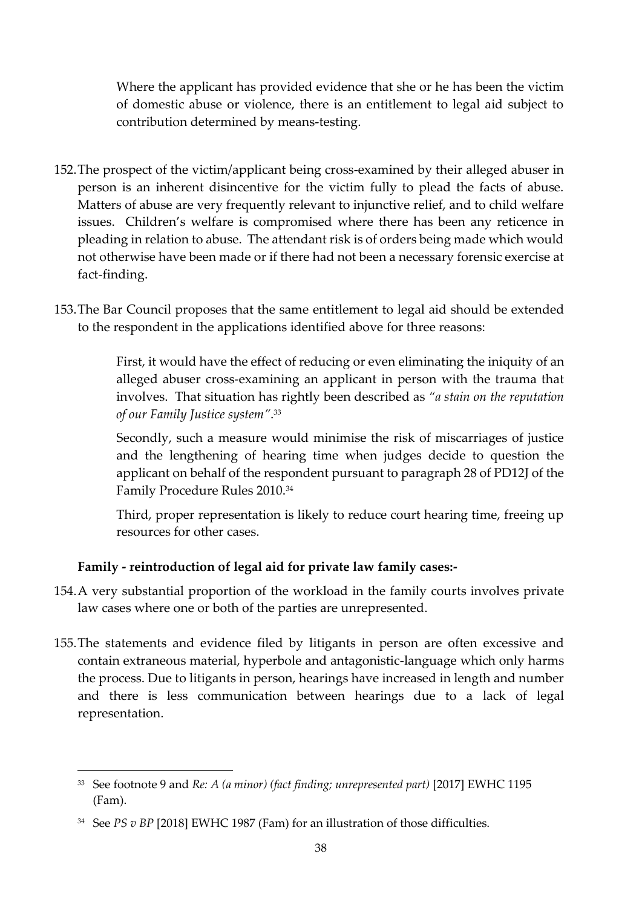Where the applicant has provided evidence that she or he has been the victim of domestic abuse or violence, there is an entitlement to legal aid subject to contribution determined by means-testing.

152. The prospect of the victim/applicant being cross-examined by their alleged abuser in person is an inherent disincentive for the victim fully to plead the facts of abuse. Matters of abuse are very frequently relevant to injunctive relief, and to child welfare issues. Children's welfare is compromised where there has been any reticence in pleading in relation to abuse. The attendant risk is of orders being made which would not otherwise have been made or if there had not been a necessary forensic exercise at fact-finding.

153. The Bar Council proposes that the same entitlement to legal aid should be extended to the respondent in the applications identified above for three reasons:

First, it would have the effect of reducing or even eliminating the iniquity of an alleged abuser cross-examining an applicant in person with the trauma that involves. That situation has rightly been described as *"a stain on the reputation of our Family Justice system"*.[33]

Secondly, such a measure would minimise the risk of miscarriages of justice and the lengthening of hearing time when judges decide to question the applicant on behalf of the respondent pursuant to paragraph 28 of PD12J of the Family Procedure Rules 2010.[34]

Third, proper representation is likely to reduce court hearing time, freeing up resources for other cases.

**Family - reintroduction of legal aid for private law family cases:-**

154. A very substantial proportion of the workload in the family courts involves private law cases where one or both of the parties are unrepresented.

155. The statements and evidence filed by litigants in person are often excessive and contain extraneous material, hyperbole and antagonistic-language which only harms the process. Due to litigants in person, hearings have increased in length and number and there is less communication between hearings due to a lack of legal representation.

---

[33] See footnote 9 and *Re: A (a minor) (fact finding; unrepresented part)* [2017] EWHC 1195 (Fam).

[34] See *PS v BP* [2018] EWHC 1987 (Fam) for an illustration of those difficulties.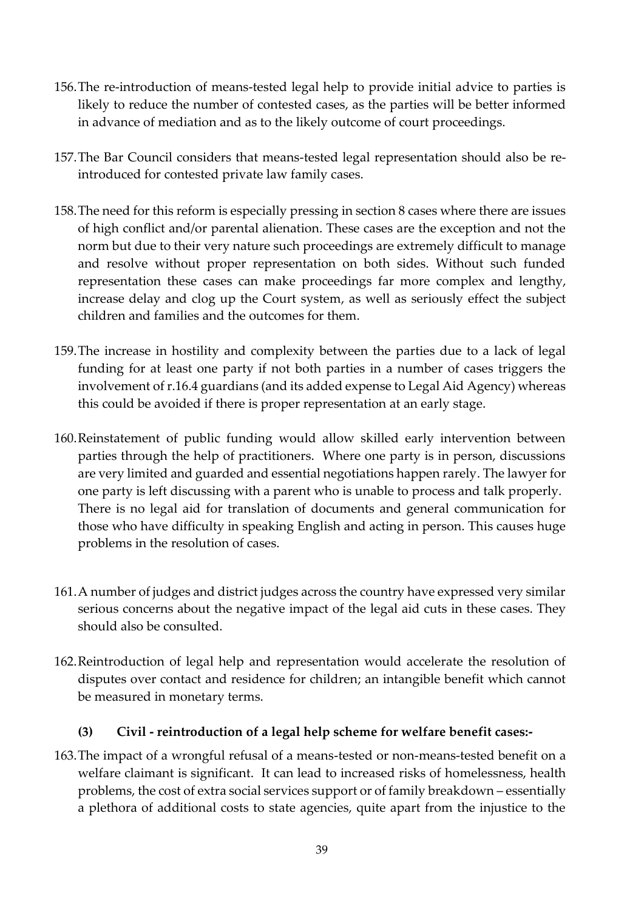156. The re-introduction of means-tested legal help to provide initial advice to parties is likely to reduce the number of contested cases, as the parties will be better informed in advance of mediation and as to the likely outcome of court proceedings.

157. The Bar Council considers that means-tested legal representation should also be re-introduced for contested private law family cases.

158. The need for this reform is especially pressing in section 8 cases where there are issues of high conflict and/or parental alienation. These cases are the exception and not the norm but due to their very nature such proceedings are extremely difficult to manage and resolve without proper representation on both sides. Without such funded representation these cases can make proceedings far more complex and lengthy, increase delay and clog up the Court system, as well as seriously effect the subject children and families and the outcomes for them.

159. The increase in hostility and complexity between the parties due to a lack of legal funding for at least one party if not both parties in a number of cases triggers the involvement of r.16.4 guardians (and its added expense to Legal Aid Agency) whereas this could be avoided if there is proper representation at an early stage.

160. Reinstatement of public funding would allow skilled early intervention between parties through the help of practitioners. Where one party is in person, discussions are very limited and guarded and essential negotiations happen rarely. The lawyer for one party is left discussing with a parent who is unable to process and talk properly. There is no legal aid for translation of documents and general communication for those who have difficulty in speaking English and acting in person. This causes huge problems in the resolution of cases.

161. A number of judges and district judges across the country have expressed very similar serious concerns about the negative impact of the legal aid cuts in these cases. They should also be consulted.

162. Reintroduction of legal help and representation would accelerate the resolution of disputes over contact and residence for children; an intangible benefit which cannot be measured in monetary terms.

**(3) Civil - reintroduction of a legal help scheme for welfare benefit cases:-**

163. The impact of a wrongful refusal of a means-tested or non-means-tested benefit on a welfare claimant is significant. It can lead to increased risks of homelessness, health problems, the cost of extra social services support or of family breakdown – essentially a plethora of additional costs to state agencies, quite apart from the injustice to the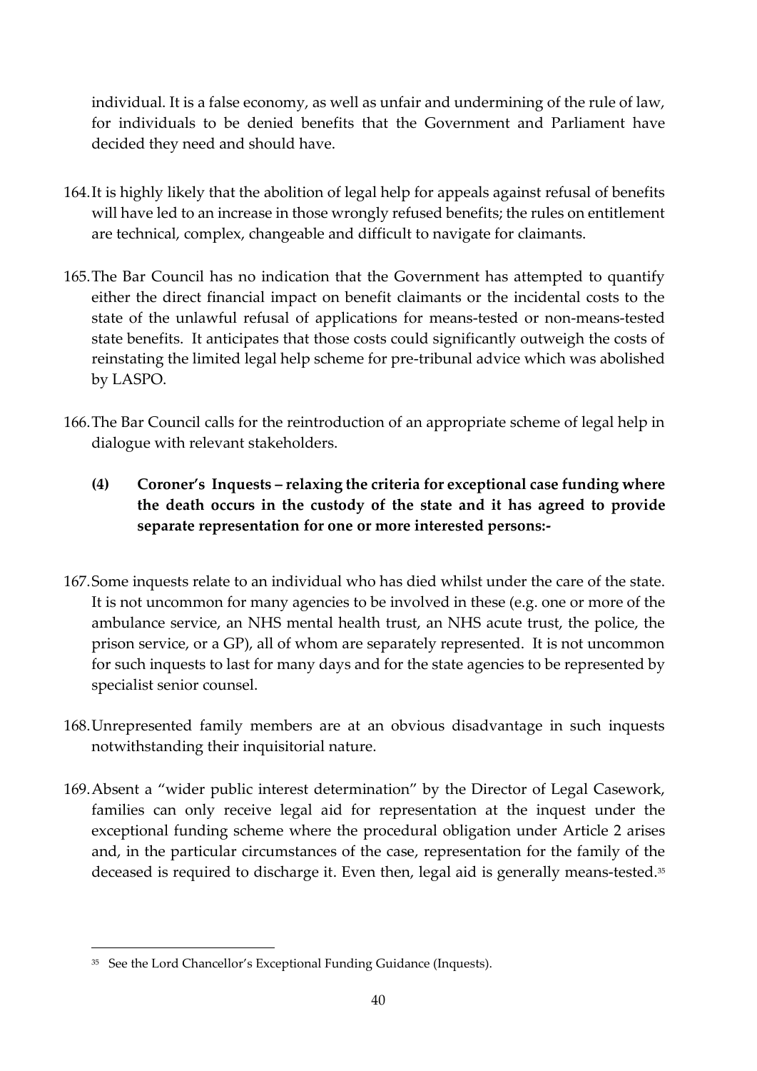individual. It is a false economy, as well as unfair and undermining of the rule of law, for individuals to be denied benefits that the Government and Parliament have decided they need and should have.

164. It is highly likely that the abolition of legal help for appeals against refusal of benefits will have led to an increase in those wrongly refused benefits; the rules on entitlement are technical, complex, changeable and difficult to navigate for claimants.

165. The Bar Council has no indication that the Government has attempted to quantify either the direct financial impact on benefit claimants or the incidental costs to the state of the unlawful refusal of applications for means-tested or non-means-tested state benefits. It anticipates that those costs could significantly outweigh the costs of reinstating the limited legal help scheme for pre-tribunal advice which was abolished by LASPO.

166. The Bar Council calls for the reintroduction of an appropriate scheme of legal help in dialogue with relevant stakeholders.

**(4) Coroner's Inquests – relaxing the criteria for exceptional case funding where the death occurs in the custody of the state and it has agreed to provide separate representation for one or more interested persons:-**

167. Some inquests relate to an individual who has died whilst under the care of the state. It is not uncommon for many agencies to be involved in these (e.g. one or more of the ambulance service, an NHS mental health trust, an NHS acute trust, the police, the prison service, or a GP), all of whom are separately represented. It is not uncommon for such inquests to last for many days and for the state agencies to be represented by specialist senior counsel.

168. Unrepresented family members are at an obvious disadvantage in such inquests notwithstanding their inquisitorial nature.

169. Absent a "wider public interest determination" by the Director of Legal Casework, families can only receive legal aid for representation at the inquest under the exceptional funding scheme where the procedural obligation under Article 2 arises and, in the particular circumstances of the case, representation for the family of the deceased is required to discharge it. Even then, legal aid is generally means-tested.[35]

---

[35] See the Lord Chancellor's Exceptional Funding Guidance (Inquests).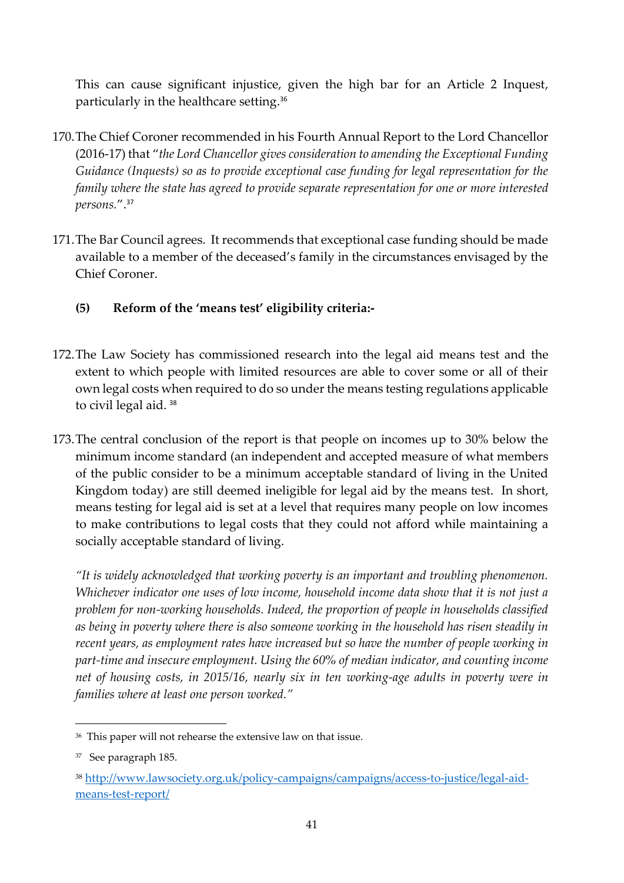This can cause significant injustice, given the high bar for an Article 2 Inquest, particularly in the healthcare setting.[36]

170. The Chief Coroner recommended in his Fourth Annual Report to the Lord Chancellor (2016-17) that "*the Lord Chancellor gives consideration to amending the Exceptional Funding Guidance (Inquests) so as to provide exceptional case funding for legal representation for the family where the state has agreed to provide separate representation for one or more interested persons.*".[37]

171. The Bar Council agrees. It recommends that exceptional case funding should be made available to a member of the deceased's family in the circumstances envisaged by the Chief Coroner.

**(5) Reform of the 'means test' eligibility criteria:-**

172. The Law Society has commissioned research into the legal aid means test and the extent to which people with limited resources are able to cover some or all of their own legal costs when required to do so under the means testing regulations applicable to civil legal aid.[38]

173. The central conclusion of the report is that people on incomes up to 30% below the minimum income standard (an independent and accepted measure of what members of the public consider to be a minimum acceptable standard of living in the United Kingdom today) are still deemed ineligible for legal aid by the means test. In short, means testing for legal aid is set at a level that requires many people on low incomes to make contributions to legal costs that they could not afford while maintaining a socially acceptable standard of living.

*"It is widely acknowledged that working poverty is an important and troubling phenomenon. Whichever indicator one uses of low income, household income data show that it is not just a problem for non-working households. Indeed, the proportion of people in households classified as being in poverty where there is also someone working in the household has risen steadily in recent years, as employment rates have increased but so have the number of people working in part-time and insecure employment. Using the 60% of median indicator, and counting income net of housing costs, in 2015/16, nearly six in ten working-age adults in poverty were in families where at least one person worked."*

---

[36] This paper will not rehearse the extensive law on that issue.

[37] See paragraph 185.

[38] http://www.lawsociety.org.uk/policy-campaigns/campaigns/access-to-justice/legal-aid-means-test-report/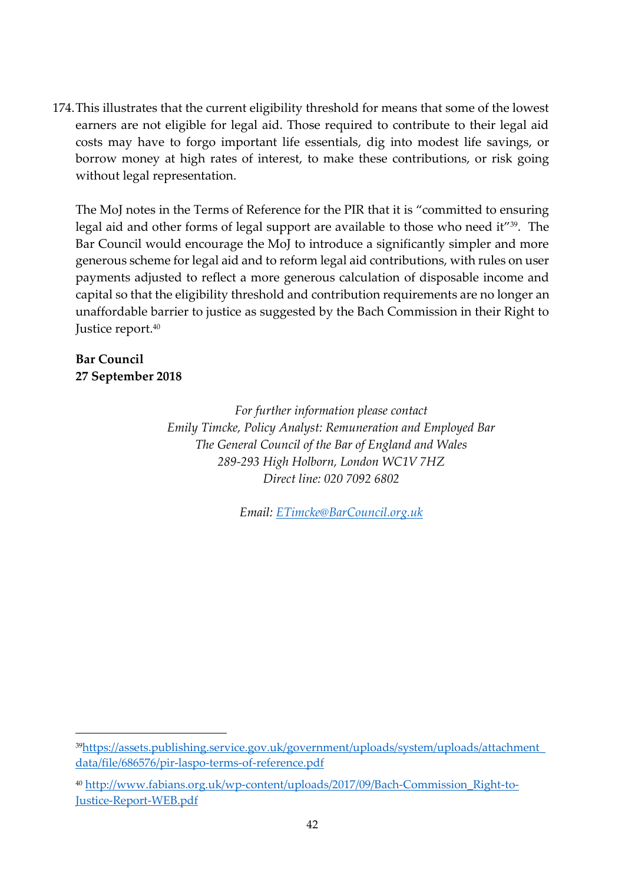174. This illustrates that the current eligibility threshold for means that some of the lowest earners are not eligible for legal aid. Those required to contribute to their legal aid costs may have to forgo important life essentials, dig into modest life savings, or borrow money at high rates of interest, to make these contributions, or risk going without legal representation.

The MoJ notes in the Terms of Reference for the PIR that it is "committed to ensuring legal aid and other forms of legal support are available to those who need it"[39]. The Bar Council would encourage the MoJ to introduce a significantly simpler and more generous scheme for legal aid and to reform legal aid contributions, with rules on user payments adjusted to reflect a more generous calculation of disposable income and capital so that the eligibility threshold and contribution requirements are no longer an unaffordable barrier to justice as suggested by the Bach Commission in their Right to Justice report.[40]

**Bar Council**
**27 September 2018**

*For further information please contact*
*Emily Timcke, Policy Analyst: Remuneration and Employed Bar*
*The General Council of the Bar of England and Wales*
*289-293 High Holborn, London WC1V 7HZ*
*Direct line: 020 7092 6802*

*Email: ETimcke@BarCouncil.org.uk*

---

[39] https://assets.publishing.service.gov.uk/government/uploads/system/uploads/attachment_data/file/686576/pir-laspo-terms-of-reference.pdf

[40] http://www.fabians.org.uk/wp-content/uploads/2017/09/Bach-Commission_Right-to-Justice-Report-WEB.pdf